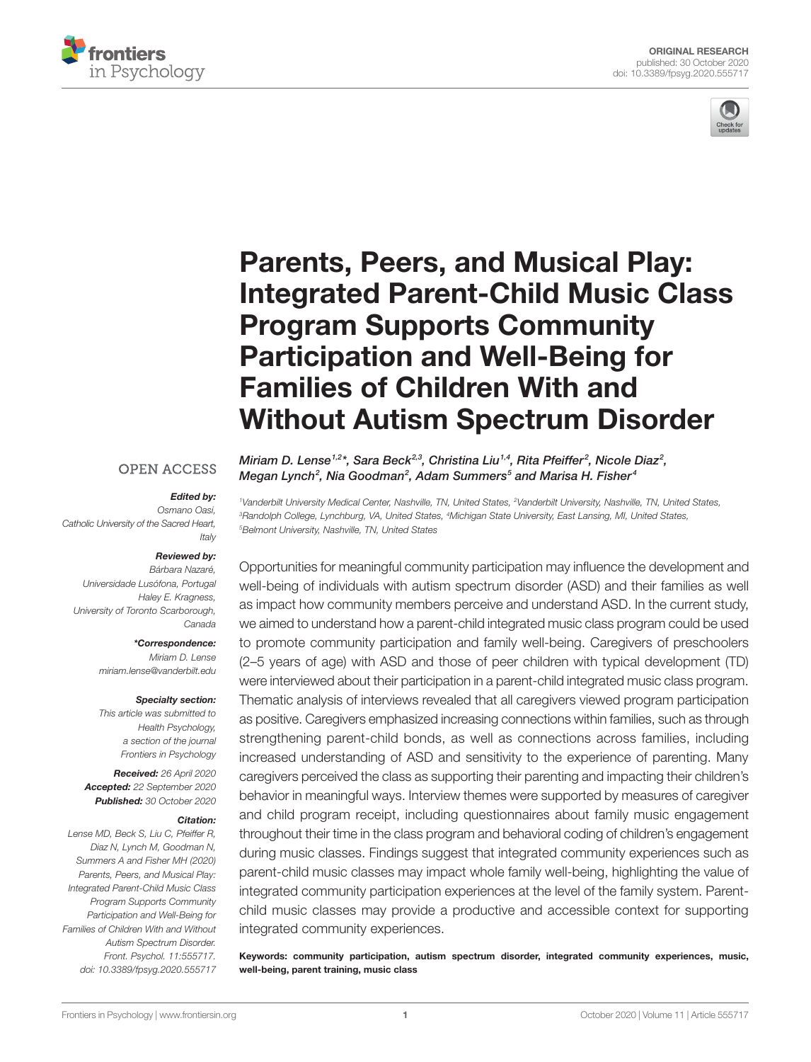ORIGINAL RESEARCH
published: 30 October 2020
doi: 10.3389/fpsyg.2020.555717

# Parents, Peers, and Musical Play: Integrated Parent-Child Music Class Program Supports Community Participation and Well-Being for Families of Children With and Without Autism Spectrum Disorder

*Miriam D. Lense[1,2]\*, Sara Beck[2,3], Christina Liu[1,4], Rita Pfeiffer[2], Nicole Diaz[2], Megan Lynch[2], Nia Goodman[2], Adam Summers[5] and Marisa H. Fisher[4]*

[1]Vanderbilt University Medical Center, Nashville, TN, United States, [2]Vanderbilt University, Nashville, TN, United States, [3]Randolph College, Lynchburg, VA, United States, [4]Michigan State University, East Lansing, MI, United States, [5]Belmont University, Nashville, TN, United States

OPEN ACCESS

***Edited by:***
*Osmano Oasi,*
*Catholic University of the Sacred Heart, Italy*

***Reviewed by:***
*Bárbara Nazaré,*
*Universidade Lusófona, Portugal*
*Haley E. Kragness,*
*University of Toronto Scarborough, Canada*

***\*Correspondence:***
*Miriam D. Lense*
*miriam.lense@vanderbilt.edu*

***Specialty section:***
*This article was submitted to Health Psychology, a section of the journal Frontiers in Psychology*

***Received:*** *26 April 2020*
***Accepted:*** *22 September 2020*
***Published:*** *30 October 2020*

***Citation:***
*Lense MD, Beck S, Liu C, Pfeiffer R, Diaz N, Lynch M, Goodman N, Summers A and Fisher MH (2020) Parents, Peers, and Musical Play: Integrated Parent-Child Music Class Program Supports Community Participation and Well-Being for Families of Children With and Without Autism Spectrum Disorder. Front. Psychol. 11:555717. doi: 10.3389/fpsyg.2020.555717*

Opportunities for meaningful community participation may influence the development and well-being of individuals with autism spectrum disorder (ASD) and their families as well as impact how community members perceive and understand ASD. In the current study, we aimed to understand how a parent-child integrated music class program could be used to promote community participation and family well-being. Caregivers of preschoolers (2–5 years of age) with ASD and those of peer children with typical development (TD) were interviewed about their participation in a parent-child integrated music class program. Thematic analysis of interviews revealed that all caregivers viewed program participation as positive. Caregivers emphasized increasing connections within families, such as through strengthening parent-child bonds, as well as connections across families, including increased understanding of ASD and sensitivity to the experience of parenting. Many caregivers perceived the class as supporting their parenting and impacting their children's behavior in meaningful ways. Interview themes were supported by measures of caregiver and child program receipt, including questionnaires about family music engagement throughout their time in the class program and behavioral coding of children's engagement during music classes. Findings suggest that integrated community experiences such as parent-child music classes may impact whole family well-being, highlighting the value of integrated community participation experiences at the level of the family system. Parent-child music classes may provide a productive and accessible context for supporting integrated community experiences.

**Keywords: community participation, autism spectrum disorder, integrated community experiences, music, well-being, parent training, music class**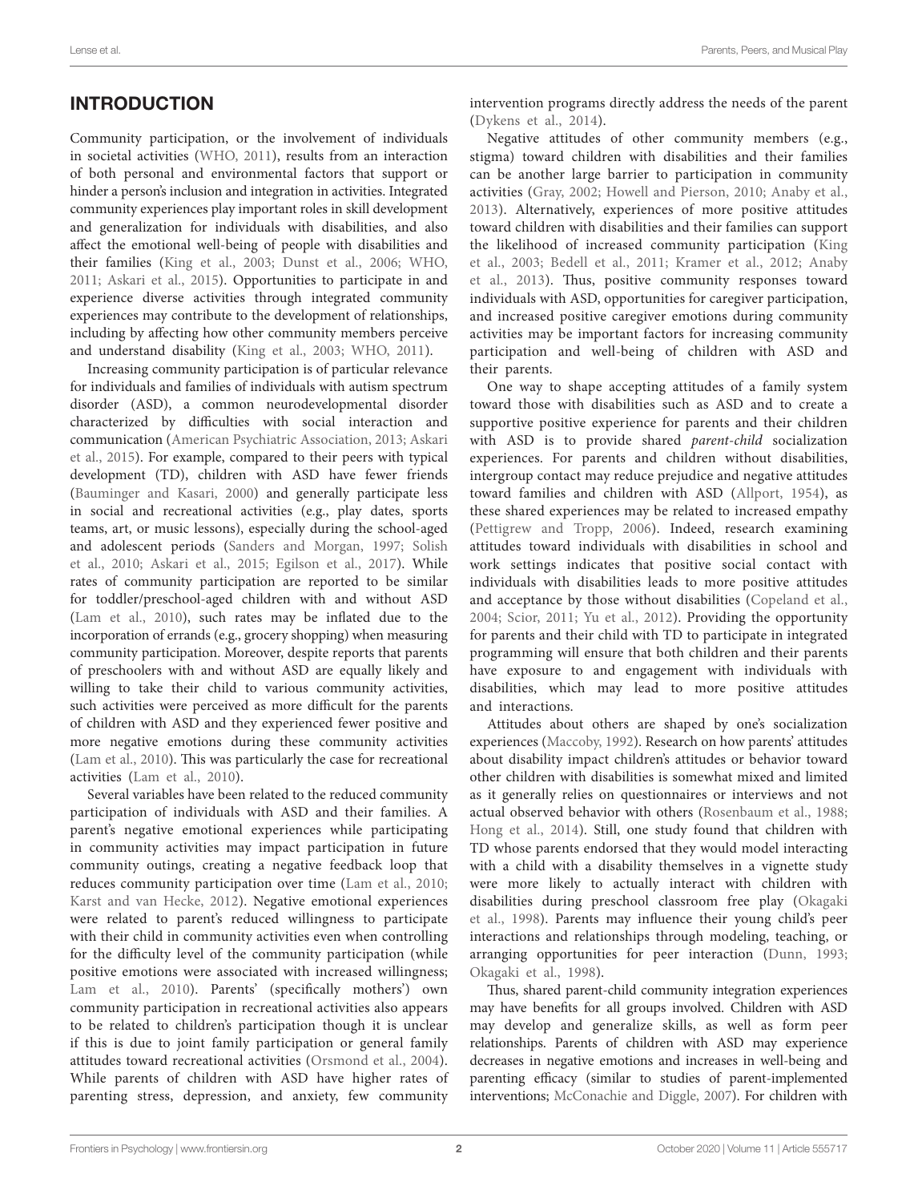## INTRODUCTION

Community participation, or the involvement of individuals in societal activities (WHO, 2011), results from an interaction of both personal and environmental factors that support or hinder a person's inclusion and integration in activities. Integrated community experiences play important roles in skill development and generalization for individuals with disabilities, and also affect the emotional well-being of people with disabilities and their families (King et al., 2003; Dunst et al., 2006; WHO, 2011; Askari et al., 2015). Opportunities to participate in and experience diverse activities through integrated community experiences may contribute to the development of relationships, including by affecting how other community members perceive and understand disability (King et al., 2003; WHO, 2011).

Increasing community participation is of particular relevance for individuals and families of individuals with autism spectrum disorder (ASD), a common neurodevelopmental disorder characterized by difficulties with social interaction and communication (American Psychiatric Association, 2013; Askari et al., 2015). For example, compared to their peers with typical development (TD), children with ASD have fewer friends (Bauminger and Kasari, 2000) and generally participate less in social and recreational activities (e.g., play dates, sports teams, art, or music lessons), especially during the school-aged and adolescent periods (Sanders and Morgan, 1997; Solish et al., 2010; Askari et al., 2015; Egilson et al., 2017). While rates of community participation are reported to be similar for toddler/preschool-aged children with and without ASD (Lam et al., 2010), such rates may be inflated due to the incorporation of errands (e.g., grocery shopping) when measuring community participation. Moreover, despite reports that parents of preschoolers with and without ASD are equally likely and willing to take their child to various community activities, such activities were perceived as more difficult for the parents of children with ASD and they experienced fewer positive and more negative emotions during these community activities (Lam et al., 2010). This was particularly the case for recreational activities (Lam et al., 2010).

Several variables have been related to the reduced community participation of individuals with ASD and their families. A parent's negative emotional experiences while participating in community activities may impact participation in future community outings, creating a negative feedback loop that reduces community participation over time (Lam et al., 2010; Karst and van Hecke, 2012). Negative emotional experiences were related to parent's reduced willingness to participate with their child in community activities even when controlling for the difficulty level of the community participation (while positive emotions were associated with increased willingness; Lam et al., 2010). Parents' (specifically mothers') own community participation in recreational activities also appears to be related to children's participation though it is unclear if this is due to joint family participation or general family attitudes toward recreational activities (Orsmond et al., 2004). While parents of children with ASD have higher rates of parenting stress, depression, and anxiety, few community intervention programs directly address the needs of the parent (Dykens et al., 2014).

Negative attitudes of other community members (e.g., stigma) toward children with disabilities and their families can be another large barrier to participation in community activities (Gray, 2002; Howell and Pierson, 2010; Anaby et al., 2013). Alternatively, experiences of more positive attitudes toward children with disabilities and their families can support the likelihood of increased community participation (King et al., 2003; Bedell et al., 2011; Kramer et al., 2012; Anaby et al., 2013). Thus, positive community responses toward individuals with ASD, opportunities for caregiver participation, and increased positive caregiver emotions during community activities may be important factors for increasing community participation and well-being of children with ASD and their parents.

One way to shape accepting attitudes of a family system toward those with disabilities such as ASD and to create a supportive positive experience for parents and their children with ASD is to provide shared *parent-child* socialization experiences. For parents and children without disabilities, intergroup contact may reduce prejudice and negative attitudes toward families and children with ASD (Allport, 1954), as these shared experiences may be related to increased empathy (Pettigrew and Tropp, 2006). Indeed, research examining attitudes toward individuals with disabilities in school and work settings indicates that positive social contact with individuals with disabilities leads to more positive attitudes and acceptance by those without disabilities (Copeland et al., 2004; Scior, 2011; Yu et al., 2012). Providing the opportunity for parents and their child with TD to participate in integrated programming will ensure that both children and their parents have exposure to and engagement with individuals with disabilities, which may lead to more positive attitudes and interactions.

Attitudes about others are shaped by one's socialization experiences (Maccoby, 1992). Research on how parents' attitudes about disability impact children's attitudes or behavior toward other children with disabilities is somewhat mixed and limited as it generally relies on questionnaires or interviews and not actual observed behavior with others (Rosenbaum et al., 1988; Hong et al., 2014). Still, one study found that children with TD whose parents endorsed that they would model interacting with a child with a disability themselves in a vignette study were more likely to actually interact with children with disabilities during preschool classroom free play (Okagaki et al., 1998). Parents may influence their young child's peer interactions and relationships through modeling, teaching, or arranging opportunities for peer interaction (Dunn, 1993; Okagaki et al., 1998).

Thus, shared parent-child community integration experiences may have benefits for all groups involved. Children with ASD may develop and generalize skills, as well as form peer relationships. Parents of children with ASD may experience decreases in negative emotions and increases in well-being and parenting efficacy (similar to studies of parent-implemented interventions; McConachie and Diggle, 2007). For children with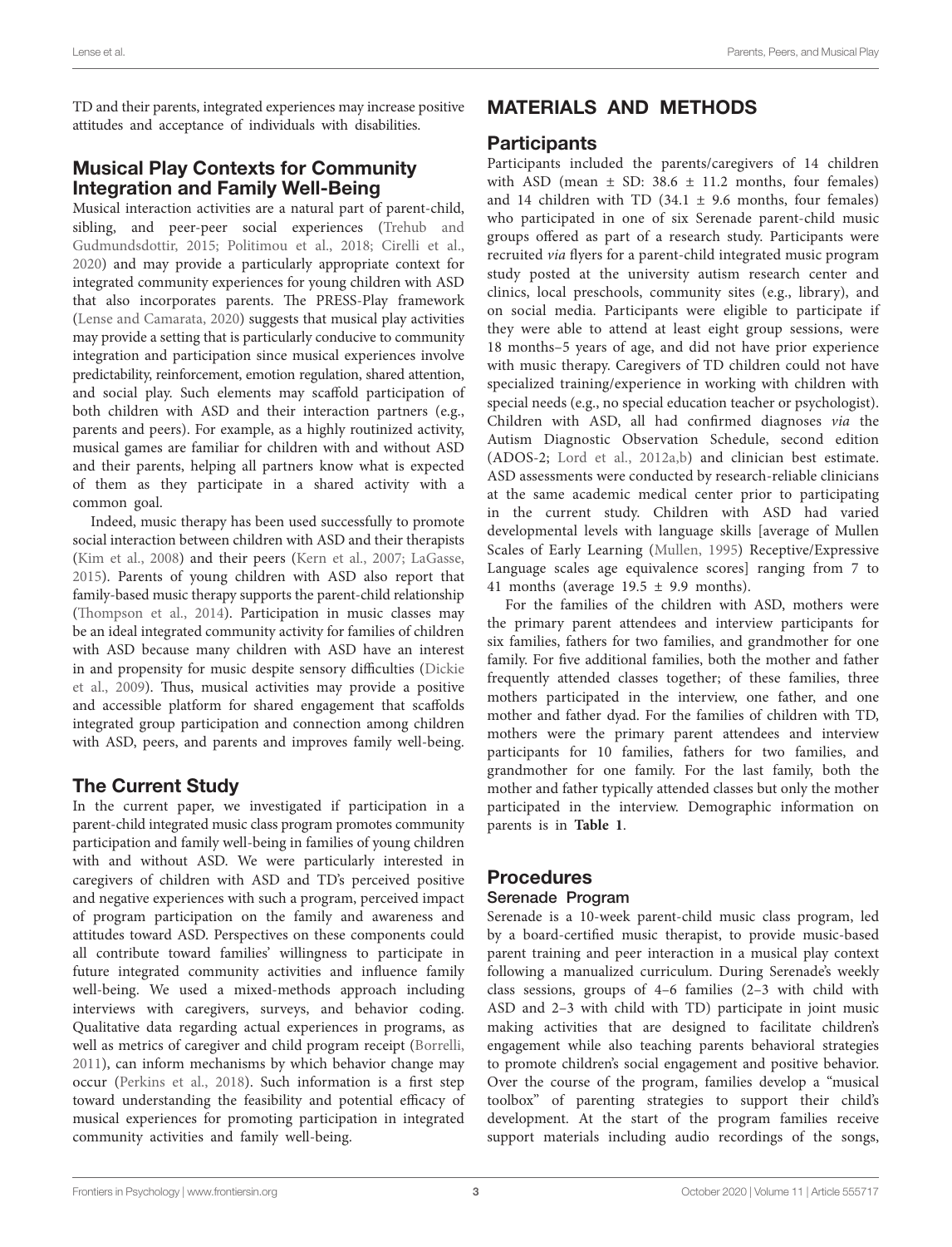TD and their parents, integrated experiences may increase positive attitudes and acceptance of individuals with disabilities.

### Musical Play Contexts for Community Integration and Family Well-Being

Musical interaction activities are a natural part of parent-child, sibling, and peer-peer social experiences (Trehub and Gudmundsdottir, 2015; Politimou et al., 2018; Cirelli et al., 2020) and may provide a particularly appropriate context for integrated community experiences for young children with ASD that also incorporates parents. The PRESS-Play framework (Lense and Camarata, 2020) suggests that musical play activities may provide a setting that is particularly conducive to community integration and participation since musical experiences involve predictability, reinforcement, emotion regulation, shared attention, and social play. Such elements may scaffold participation of both children with ASD and their interaction partners (e.g., parents and peers). For example, as a highly routinized activity, musical games are familiar for children with and without ASD and their parents, helping all partners know what is expected of them as they participate in a shared activity with a common goal.

Indeed, music therapy has been used successfully to promote social interaction between children with ASD and their therapists (Kim et al., 2008) and their peers (Kern et al., 2007; LaGasse, 2015). Parents of young children with ASD also report that family-based music therapy supports the parent-child relationship (Thompson et al., 2014). Participation in music classes may be an ideal integrated community activity for families of children with ASD because many children with ASD have an interest in and propensity for music despite sensory difficulties (Dickie et al., 2009). Thus, musical activities may provide a positive and accessible platform for shared engagement that scaffolds integrated group participation and connection among children with ASD, peers, and parents and improves family well-being.

### The Current Study

In the current paper, we investigated if participation in a parent-child integrated music class program promotes community participation and family well-being in families of young children with and without ASD. We were particularly interested in caregivers of children with ASD and TD's perceived positive and negative experiences with such a program, perceived impact of program participation on the family and awareness and attitudes toward ASD. Perspectives on these components could all contribute toward families' willingness to participate in future integrated community activities and influence family well-being. We used a mixed-methods approach including interviews with caregivers, surveys, and behavior coding. Qualitative data regarding actual experiences in programs, as well as metrics of caregiver and child program receipt (Borrelli, 2011), can inform mechanisms by which behavior change may occur (Perkins et al., 2018). Such information is a first step toward understanding the feasibility and potential efficacy of musical experiences for promoting participation in integrated community activities and family well-being.

## MATERIALS AND METHODS

### Participants

Participants included the parents/caregivers of 14 children with ASD (mean ± SD: 38.6 ± 11.2 months, four females) and 14 children with TD (34.1 ± 9.6 months, four females) who participated in one of six Serenade parent-child music groups offered as part of a research study. Participants were recruited *via* flyers for a parent-child integrated music program study posted at the university autism research center and clinics, local preschools, community sites (e.g., library), and on social media. Participants were eligible to participate if they were able to attend at least eight group sessions, were 18 months–5 years of age, and did not have prior experience with music therapy. Caregivers of TD children could not have specialized training/experience in working with children with special needs (e.g., no special education teacher or psychologist). Children with ASD, all had confirmed diagnoses *via* the Autism Diagnostic Observation Schedule, second edition (ADOS-2; Lord et al., 2012a,b) and clinician best estimate. ASD assessments were conducted by research-reliable clinicians at the same academic medical center prior to participating in the current study. Children with ASD had varied developmental levels with language skills [average of Mullen Scales of Early Learning (Mullen, 1995) Receptive/Expressive Language scales age equivalence scores] ranging from 7 to 41 months (average 19.5 ± 9.9 months).

For the families of the children with ASD, mothers were the primary parent attendees and interview participants for six families, fathers for two families, and grandmother for one family. For five additional families, both the mother and father frequently attended classes together; of these families, three mothers participated in the interview, one father, and one mother and father dyad. For the families of children with TD, mothers were the primary parent attendees and interview participants for 10 families, fathers for two families, and grandmother for one family. For the last family, both the mother and father typically attended classes but only the mother participated in the interview. Demographic information on parents is in **Table 1**.

### Procedures

#### Serenade Program

Serenade is a 10-week parent-child music class program, led by a board-certified music therapist, to provide music-based parent training and peer interaction in a musical play context following a manualized curriculum. During Serenade's weekly class sessions, groups of 4–6 families (2–3 with child with ASD and 2–3 with child with TD) participate in joint music making activities that are designed to facilitate children's engagement while also teaching parents behavioral strategies to promote children's social engagement and positive behavior. Over the course of the program, families develop a "musical toolbox" of parenting strategies to support their child's development. At the start of the program families receive support materials including audio recordings of the songs,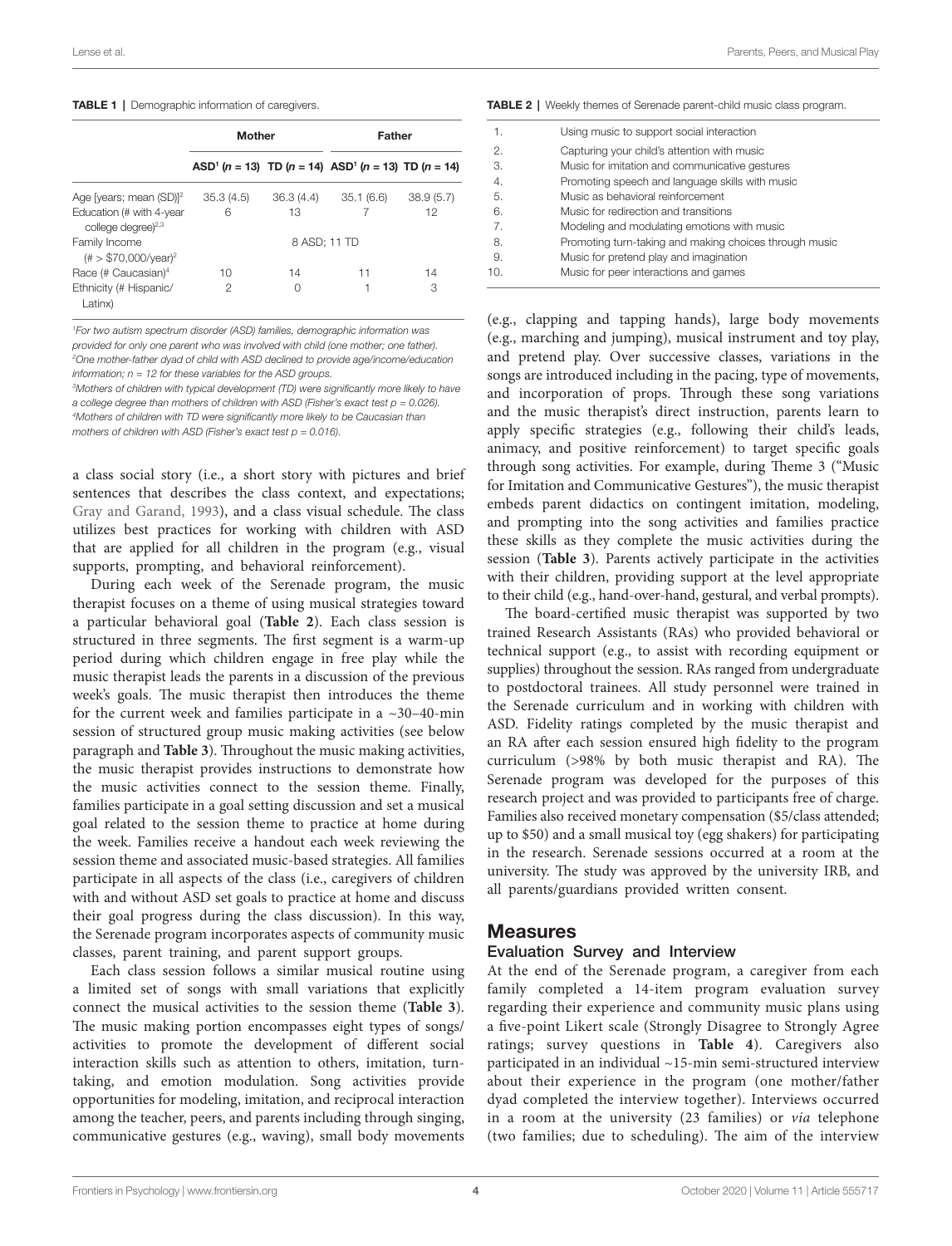**TABLE 1** | Demographic information of caregivers.

| | Mother | | Father | |
|---|---|---|---|---|
| | ASD[1] ($n$ = 13) | TD ($n$ = 14) | ASD[1] ($n$ = 13) | TD ($n$ = 14) |
| Age [years; mean (SD)][2] | 35.3 (4.5) | 36.3 (4.4) | 35.1 (6.6) | 38.9 (5.7) |
| Education (# with 4-year college degree)[2,3] | 6 | 13 | 7 | 12 |
| Family Income (# > $70,000/year)[2] | 8 ASD; 11 TD | | | |
| Race (# Caucasian)[4] | 10 | 14 | 11 | 14 |
| Ethnicity (# Hispanic/Latinx) | 2 | 0 | 1 | 3 |

[1]For two autism spectrum disorder (ASD) families, demographic information was provided for only one parent who was involved with child (one mother; one father).
[2]One mother-father dyad of child with ASD declined to provide age/income/education information; $n$ = 12 for these variables for the ASD groups.
[3]Mothers of children with typical development (TD) were significantly more likely to have a college degree than mothers of children with ASD (Fisher's exact test $p$ = 0.026).
[4]Mothers of children with TD were significantly more likely to be Caucasian than mothers of children with ASD (Fisher's exact test $p$ = 0.016).

a class social story (i.e., a short story with pictures and brief sentences that describes the class context, and expectations; Gray and Garand, 1993), and a class visual schedule. The class utilizes best practices for working with children with ASD that are applied for all children in the program (e.g., visual supports, prompting, and behavioral reinforcement).

During each week of the Serenade program, the music therapist focuses on a theme of using musical strategies toward a particular behavioral goal (**Table 2**). Each class session is structured in three segments. The first segment is a warm-up period during which children engage in free play while the music therapist leads the parents in a discussion of the previous week's goals. The music therapist then introduces the theme for the current week and families participate in a ~30–40-min session of structured group music making activities (see below paragraph and **Table 3**). Throughout the music making activities, the music therapist provides instructions to demonstrate how the music activities connect to the session theme. Finally, families participate in a goal setting discussion and set a musical goal related to the session theme to practice at home during the week. Families receive a handout each week reviewing the session theme and associated music-based strategies. All families participate in all aspects of the class (i.e., caregivers of children with and without ASD set goals to practice at home and discuss their goal progress during the class discussion). In this way, the Serenade program incorporates aspects of community music classes, parent training, and parent support groups.

Each class session follows a similar musical routine using a limited set of songs with small variations that explicitly connect the musical activities to the session theme (**Table 3**). The music making portion encompasses eight types of songs/activities to promote the development of different social interaction skills such as attention to others, imitation, turn-taking, and emotion modulation. Song activities provide opportunities for modeling, imitation, and reciprocal interaction among the teacher, peers, and parents including through singing, communicative gestures (e.g., waving), small body movements

**TABLE 2** | Weekly themes of Serenade parent-child music class program.

| | |
|---|---|
| 1. | Using music to support social interaction |
| 2. | Capturing your child's attention with music |
| 3. | Music for imitation and communicative gestures |
| 4. | Promoting speech and language skills with music |
| 5. | Music as behavioral reinforcement |
| 6. | Music for redirection and transitions |
| 7. | Modeling and modulating emotions with music |
| 8. | Promoting turn-taking and making choices through music |
| 9. | Music for pretend play and imagination |
| 10. | Music for peer interactions and games |

(e.g., clapping and tapping hands), large body movements (e.g., marching and jumping), musical instrument and toy play, and pretend play. Over successive classes, variations in the songs are introduced including in the pacing, type of movements, and incorporation of props. Through these song variations and the music therapist's direct instruction, parents learn to apply specific strategies (e.g., following their child's leads, animacy, and positive reinforcement) to target specific goals through song activities. For example, during Theme 3 ("Music for Imitation and Communicative Gestures"), the music therapist embeds parent didactics on contingent imitation, modeling, and prompting into the song activities and families practice these skills as they complete the music activities during the session (**Table 3**). Parents actively participate in the activities with their children, providing support at the level appropriate to their child (e.g., hand-over-hand, gestural, and verbal prompts).

The board-certified music therapist was supported by two trained Research Assistants (RAs) who provided behavioral or technical support (e.g., to assist with recording equipment or supplies) throughout the session. RAs ranged from undergraduate to postdoctoral trainees. All study personnel were trained in the Serenade curriculum and in working with children with ASD. Fidelity ratings completed by the music therapist and an RA after each session ensured high fidelity to the program curriculum (>98% by both music therapist and RA). The Serenade program was developed for the purposes of this research project and was provided to participants free of charge. Families also received monetary compensation ($5/class attended; up to $50) and a small musical toy (egg shakers) for participating in the research. Serenade sessions occurred at a room at the university. The study was approved by the university IRB, and all parents/guardians provided written consent.

## Measures

### Evaluation Survey and Interview

At the end of the Serenade program, a caregiver from each family completed a 14-item program evaluation survey regarding their experience and community music plans using a five-point Likert scale (Strongly Disagree to Strongly Agree ratings; survey questions in **Table 4**). Caregivers also participated in an individual ~15-min semi-structured interview about their experience in the program (one mother/father dyad completed the interview together). Interviews occurred in a room at the university (23 families) or *via* telephone (two families; due to scheduling). The aim of the interview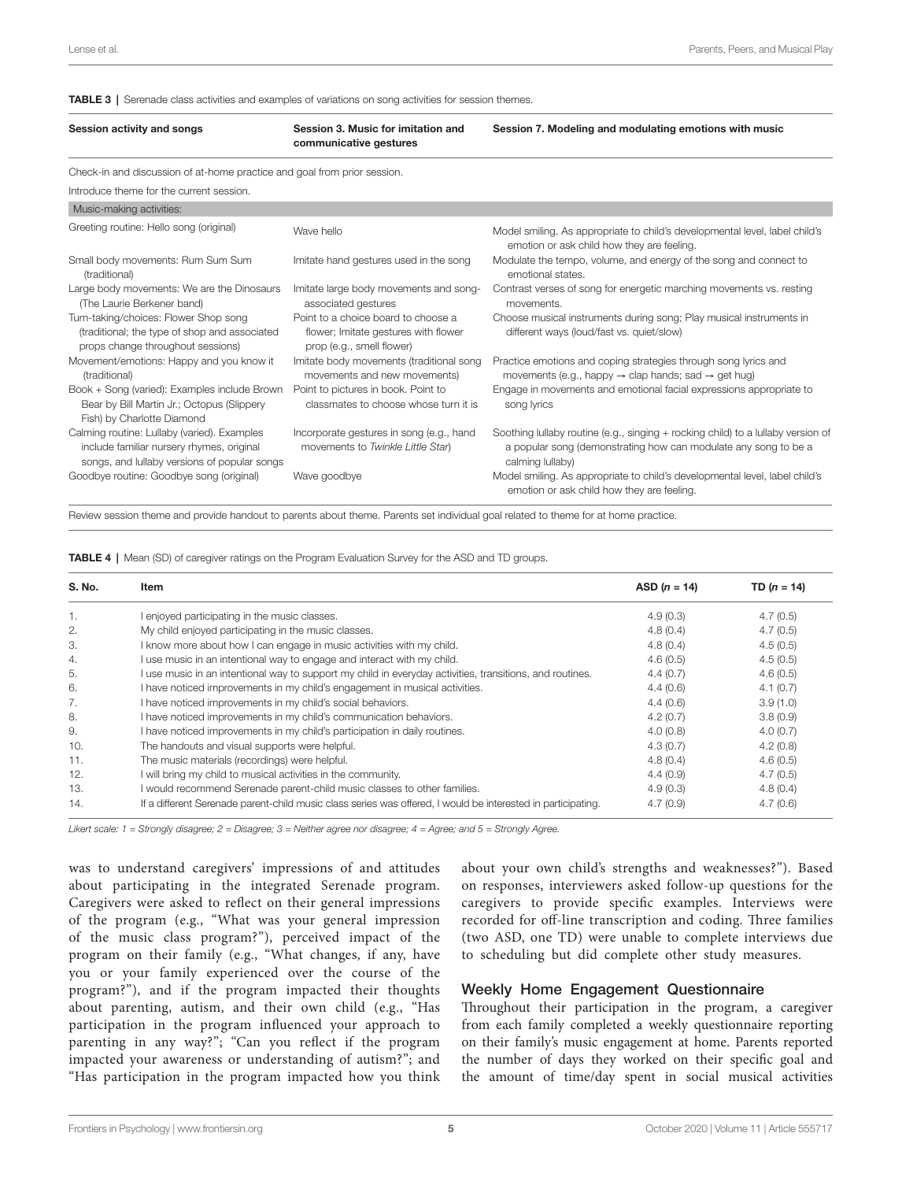**TABLE 3** | Serenade class activities and examples of variations on song activities for session themes.

| Session activity and songs | Session 3. Music for imitation and communicative gestures | Session 7. Modeling and modulating emotions with music |
|---|---|---|
| Check-in and discussion of at-home practice and goal from prior session. | | |
| Introduce theme for the current session. | | |
| Music-making activities: | | |
| Greeting routine: Hello song (original) | Wave hello | Model smiling. As appropriate to child's developmental level, label child's emotion or ask child how they are feeling. |
| Small body movements: Rum Sum Sum (traditional) | Imitate hand gestures used in the song | Modulate the tempo, volume, and energy of the song and connect to emotional states. |
| Large body movements: We are the Dinosaurs (The Laurie Berkener band) | Imitate large body movements and song-associated gestures | Contrast verses of song for energetic marching movements vs. resting movements. |
| Turn-taking/choices: Flower Shop song (traditional; the type of shop and associated props change throughout sessions) | Point to a choice board to choose a flower; Imitate gestures with flower prop (e.g., smell flower) | Choose musical instruments during song; Play musical instruments in different ways (loud/fast vs. quiet/slow) |
| Movement/emotions: Happy and you know it (traditional) | Imitate body movements (traditional song movements and new movements) | Practice emotions and coping strategies through song lyrics and movements (e.g., happy → clap hands; sad → get hug) |
| Book + Song (varied): Examples include Brown Bear by Bill Martin Jr.; Octopus (Slippery Fish) by Charlotte Diamond | Point to pictures in book. Point to classmates to choose whose turn it is | Engage in movements and emotional facial expressions appropriate to song lyrics |
| Calming routine: Lullaby (varied). Examples include familiar nursery rhymes, original songs, and lullaby versions of popular songs | Incorporate gestures in song (e.g., hand movements to *Twinkle Little Star*) | Soothing lullaby routine (e.g., singing + rocking child) to a lullaby version of a popular song (demonstrating how can modulate any song to be a calming lullaby) |
| Goodbye routine: Goodbye song (original) | Wave goodbye | Model smiling. As appropriate to child's developmental level, label child's emotion or ask child how they are feeling. |
| Review session theme and provide handout to parents about theme. Parents set individual goal related to theme for at home practice. | | |

**TABLE 4** | Mean (SD) of caregiver ratings on the Program Evaluation Survey for the ASD and TD groups.

| S. No. | Item | ASD (*n* = 14) | TD (*n* = 14) |
|---|---|---|---|
| 1. | I enjoyed participating in the music classes. | 4.9 (0.3) | 4.7 (0.5) |
| 2. | My child enjoyed participating in the music classes. | 4.8 (0.4) | 4.7 (0.5) |
| 3. | I know more about how I can engage in music activities with my child. | 4.8 (0.4) | 4.5 (0.5) |
| 4. | I use music in an intentional way to engage and interact with my child. | 4.6 (0.5) | 4.5 (0.5) |
| 5. | I use music in an intentional way to support my child in everyday activities, transitions, and routines. | 4.4 (0.7) | 4.6 (0.5) |
| 6. | I have noticed improvements in my child's engagement in musical activities. | 4.4 (0.6) | 4.1 (0.7) |
| 7. | I have noticed improvements in my child's social behaviors. | 4.4 (0.6) | 3.9 (1.0) |
| 8. | I have noticed improvements in my child's communication behaviors. | 4.2 (0.7) | 3.8 (0.9) |
| 9. | I have noticed improvements in my child's participation in daily routines. | 4.0 (0.8) | 4.0 (0.7) |
| 10. | The handouts and visual supports were helpful. | 4.3 (0.7) | 4.2 (0.8) |
| 11. | The music materials (recordings) were helpful. | 4.8 (0.4) | 4.6 (0.5) |
| 12. | I will bring my child to musical activities in the community. | 4.4 (0.9) | 4.7 (0.5) |
| 13. | I would recommend Serenade parent-child music classes to other families. | 4.9 (0.3) | 4.8 (0.4) |
| 14. | If a different Serenade parent-child music class series was offered, I would be interested in participating. | 4.7 (0.9) | 4.7 (0.6) |

*Likert scale: 1 = Strongly disagree; 2 = Disagree; 3 = Neither agree nor disagree; 4 = Agree; and 5 = Strongly Agree.*

was to understand caregivers' impressions of and attitudes about participating in the integrated Serenade program. Caregivers were asked to reflect on their general impressions of the program (e.g., "What was your general impression of the music class program?"), perceived impact of the program on their family (e.g., "What changes, if any, have you or your family experienced over the course of the program?"), and if the program impacted their thoughts about parenting, autism, and their own child (e.g., "Has participation in the program influenced your approach to parenting in any way?"; "Can you reflect if the program impacted your awareness or understanding of autism?"; and "Has participation in the program impacted how you think about your own child's strengths and weaknesses?"). Based on responses, interviewers asked follow-up questions for the caregivers to provide specific examples. Interviews were recorded for off-line transcription and coding. Three families (two ASD, one TD) were unable to complete interviews due to scheduling but did complete other study measures.

### Weekly Home Engagement Questionnaire

Throughout their participation in the program, a caregiver from each family completed a weekly questionnaire reporting on their family's music engagement at home. Parents reported the number of days they worked on their specific goal and the amount of time/day spent in social musical activities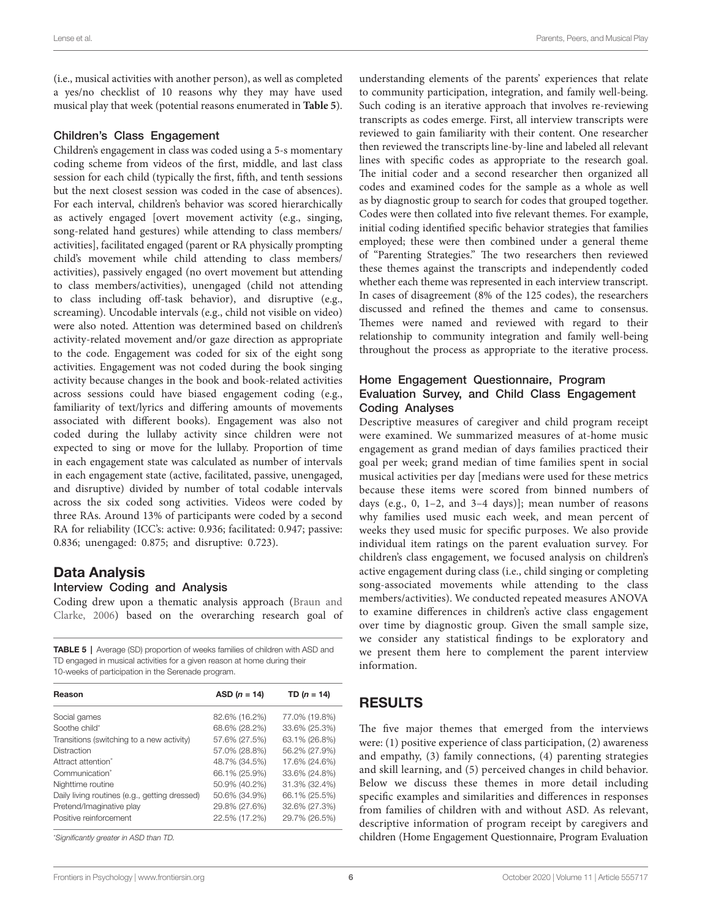(i.e., musical activities with another person), as well as completed a yes/no checklist of 10 reasons why they may have used musical play that week (potential reasons enumerated in **Table 5**).

### Children's Class Engagement

Children's engagement in class was coded using a 5-s momentary coding scheme from videos of the first, middle, and last class session for each child (typically the first, fifth, and tenth sessions but the next closest session was coded in the case of absences). For each interval, children's behavior was scored hierarchically as actively engaged [overt movement activity (e.g., singing, song-related hand gestures) while attending to class members/activities], facilitated engaged (parent or RA physically prompting child's movement while child attending to class members/activities), passively engaged (no overt movement but attending to class members/activities), unengaged (child not attending to class including off-task behavior), and disruptive (e.g., screaming). Uncodable intervals (e.g., child not visible on video) were also noted. Attention was determined based on children's activity-related movement and/or gaze direction as appropriate to the code. Engagement was coded for six of the eight song activities. Engagement was not coded during the book singing activity because changes in the book and book-related activities across sessions could have biased engagement coding (e.g., familiarity of text/lyrics and differing amounts of movements associated with different books). Engagement was also not coded during the lullaby activity since children were not expected to sing or move for the lullaby. Proportion of time in each engagement state was calculated as number of intervals in each engagement state (active, facilitated, passive, unengaged, and disruptive) divided by number of total codable intervals across the six coded song activities. Videos were coded by three RAs. Around 13% of participants were coded by a second RA for reliability (ICC's: active: 0.936; facilitated: 0.947; passive: 0.836; unengaged: 0.875; and disruptive: 0.723).

## Data Analysis

### Interview Coding and Analysis

Coding drew upon a thematic analysis approach (Braun and Clarke, 2006) based on the overarching research goal of understanding elements of the parents' experiences that relate to community participation, integration, and family well-being. Such coding is an iterative approach that involves re-reviewing transcripts as codes emerge. First, all interview transcripts were reviewed to gain familiarity with their content. One researcher then reviewed the transcripts line-by-line and labeled all relevant lines with specific codes as appropriate to the research goal. The initial coder and a second researcher then organized all codes and examined codes for the sample as a whole as well as by diagnostic group to search for codes that grouped together. Codes were then collated into five relevant themes. For example, initial coding identified specific behavior strategies that families employed; these were then combined under a general theme of "Parenting Strategies." The two researchers then reviewed these themes against the transcripts and independently coded whether each theme was represented in each interview transcript. In cases of disagreement (8% of the 125 codes), the researchers discussed and refined the themes and came to consensus. Themes were named and reviewed with regard to their relationship to community integration and family well-being throughout the process as appropriate to the iterative process.

**TABLE 5** | Average (SD) proportion of weeks families of children with ASD and TD engaged in musical activities for a given reason at home during their 10-weeks of participation in the Serenade program.

| Reason | ASD ($n$ = 14) | TD ($n$ = 14) |
|---|---|---|
| Social games | 82.6% (16.2%) | 77.0% (19.8%) |
| Soothe child* | 68.6% (28.2%) | 33.6% (25.3%) |
| Transitions (switching to a new activity) | 57.6% (27.5%) | 63.1% (26.8%) |
| Distraction | 57.0% (28.8%) | 56.2% (27.9%) |
| Attract attention* | 48.7% (34.5%) | 17.6% (24.6%) |
| Communication* | 66.1% (25.9%) | 33.6% (24.8%) |
| Nighttime routine | 50.9% (40.2%) | 31.3% (32.4%) |
| Daily living routines (e.g., getting dressed) | 50.6% (34.9%) | 66.1% (25.5%) |
| Pretend/Imaginative play | 29.8% (27.6%) | 32.6% (27.3%) |
| Positive reinforcement | 22.5% (17.2%) | 29.7% (26.5%) |

*Significantly greater in ASD than TD.*

### Home Engagement Questionnaire, Program Evaluation Survey, and Child Class Engagement Coding Analyses

Descriptive measures of caregiver and child program receipt were examined. We summarized measures of at-home music engagement as grand median of days families practiced their goal per week; grand median of time families spent in social musical activities per day [medians were used for these metrics because these items were scored from binned numbers of days (e.g., 0, 1–2, and 3–4 days)]; mean number of reasons why families used music each week, and mean percent of weeks they used music for specific purposes. We also provide individual item ratings on the parent evaluation survey. For children's class engagement, we focused analysis on children's active engagement during class (i.e., child singing or completing song-associated movements while attending to the class members/activities). We conducted repeated measures ANOVA to examine differences in children's active class engagement over time by diagnostic group. Given the small sample size, we consider any statistical findings to be exploratory and we present them here to complement the parent interview information.

# RESULTS

The five major themes that emerged from the interviews were: (1) positive experience of class participation, (2) awareness and empathy, (3) family connections, (4) parenting strategies and skill learning, and (5) perceived changes in child behavior. Below we discuss these themes in more detail including specific examples and similarities and differences in responses from families of children with and without ASD. As relevant, descriptive information of program receipt by caregivers and children (Home Engagement Questionnaire, Program Evaluation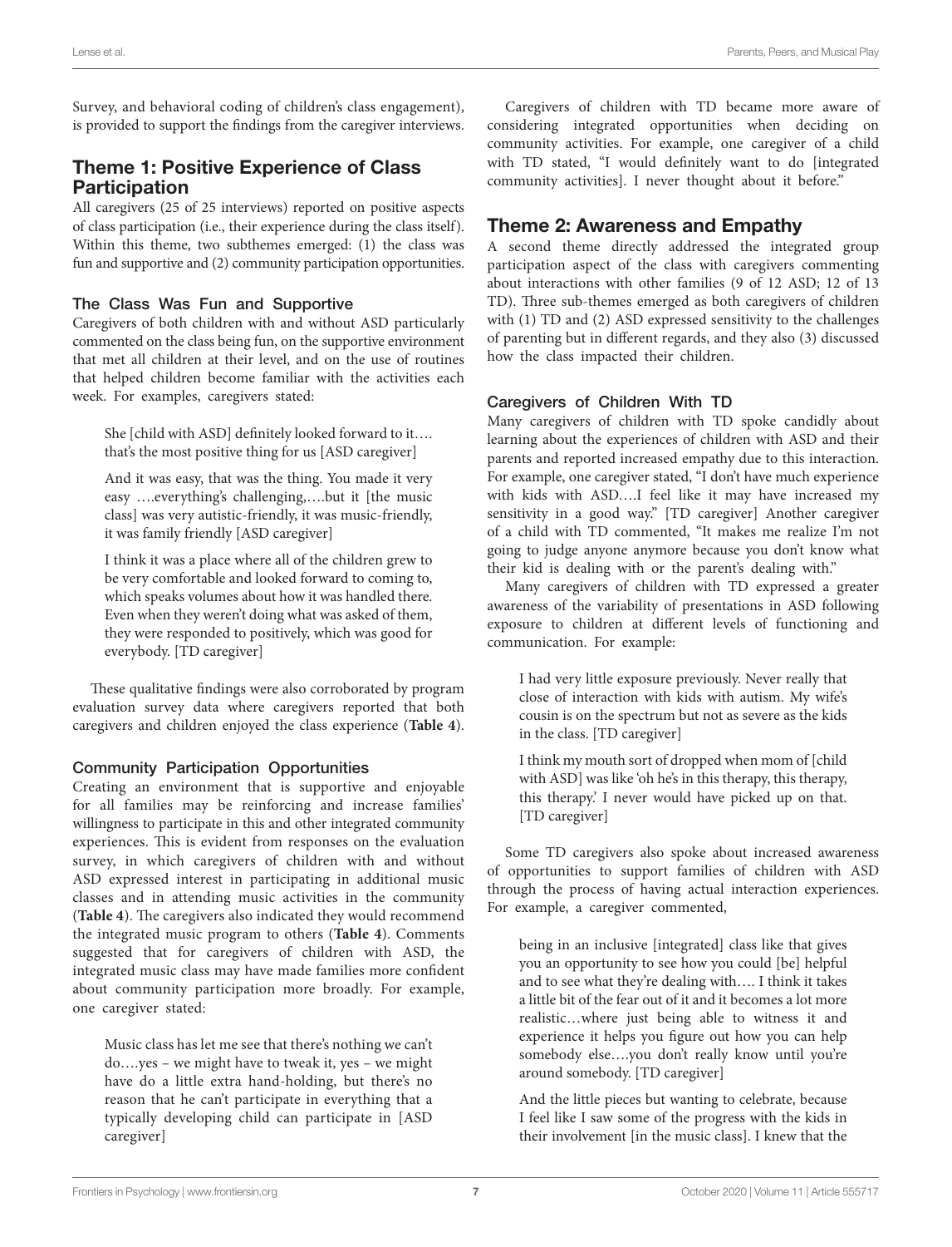Survey, and behavioral coding of children's class engagement), is provided to support the findings from the caregiver interviews.

## Theme 1: Positive Experience of Class Participation

All caregivers (25 of 25 interviews) reported on positive aspects of class participation (i.e., their experience during the class itself). Within this theme, two subthemes emerged: (1) the class was fun and supportive and (2) community participation opportunities.

### The Class Was Fun and Supportive

Caregivers of both children with and without ASD particularly commented on the class being fun, on the supportive environment that met all children at their level, and on the use of routines that helped children become familiar with the activities each week. For examples, caregivers stated:

> She [child with ASD] definitely looked forward to it…. that's the most positive thing for us [ASD caregiver]

> And it was easy, that was the thing. You made it very easy ….everything's challenging,….but it [the music class] was very autistic-friendly, it was music-friendly, it was family friendly [ASD caregiver]

> I think it was a place where all of the children grew to be very comfortable and looked forward to coming to, which speaks volumes about how it was handled there. Even when they weren't doing what was asked of them, they were responded to positively, which was good for everybody. [TD caregiver]

These qualitative findings were also corroborated by program evaluation survey data where caregivers reported that both caregivers and children enjoyed the class experience (**Table 4**).

### Community Participation Opportunities

Creating an environment that is supportive and enjoyable for all families may be reinforcing and increase families' willingness to participate in this and other integrated community experiences. This is evident from responses on the evaluation survey, in which caregivers of children with and without ASD expressed interest in participating in additional music classes and in attending music activities in the community (**Table 4**). The caregivers also indicated they would recommend the integrated music program to others (**Table 4**). Comments suggested that for caregivers of children with ASD, the integrated music class may have made families more confident about community participation more broadly. For example, one caregiver stated:

> Music class has let me see that there's nothing we can't do….yes – we might have to tweak it, yes – we might have do a little extra hand-holding, but there's no reason that he can't participate in everything that a typically developing child can participate in [ASD caregiver]

Caregivers of children with TD became more aware of considering integrated opportunities when deciding on community activities. For example, one caregiver of a child with TD stated, "I would definitely want to do [integrated community activities]. I never thought about it before."

## Theme 2: Awareness and Empathy

A second theme directly addressed the integrated group participation aspect of the class with caregivers commenting about interactions with other families (9 of 12 ASD; 12 of 13 TD). Three sub-themes emerged as both caregivers of children with (1) TD and (2) ASD expressed sensitivity to the challenges of parenting but in different regards, and they also (3) discussed how the class impacted their children.

### Caregivers of Children With TD

Many caregivers of children with TD spoke candidly about learning about the experiences of children with ASD and their parents and reported increased empathy due to this interaction. For example, one caregiver stated, "I don't have much experience with kids with ASD….I feel like it may have increased my sensitivity in a good way." [TD caregiver] Another caregiver of a child with TD commented, "It makes me realize I'm not going to judge anyone anymore because you don't know what their kid is dealing with or the parent's dealing with."

Many caregivers of children with TD expressed a greater awareness of the variability of presentations in ASD following exposure to children at different levels of functioning and communication. For example:

> I had very little exposure previously. Never really that close of interaction with kids with autism. My wife's cousin is on the spectrum but not as severe as the kids in the class. [TD caregiver]

> I think my mouth sort of dropped when mom of [child with ASD] was like 'oh he's in this therapy, this therapy, this therapy.' I never would have picked up on that. [TD caregiver]

Some TD caregivers also spoke about increased awareness of opportunities to support families of children with ASD through the process of having actual interaction experiences. For example, a caregiver commented,

> being in an inclusive [integrated] class like that gives you an opportunity to see how you could [be] helpful and to see what they're dealing with…. I think it takes a little bit of the fear out of it and it becomes a lot more realistic…where just being able to witness it and experience it helps you figure out how you can help somebody else….you don't really know until you're around somebody. [TD caregiver]

> And the little pieces but wanting to celebrate, because I feel like I saw some of the progress with the kids in their involvement [in the music class]. I knew that the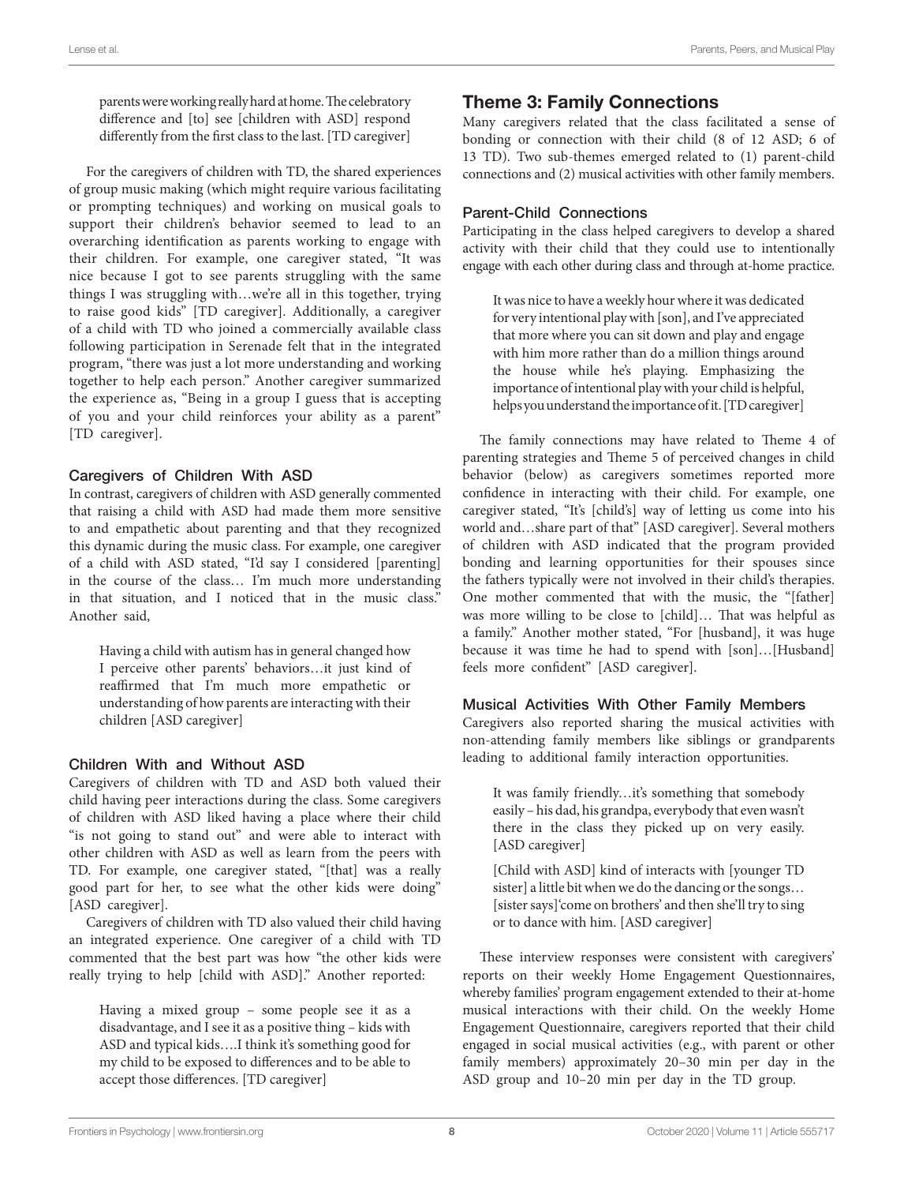parents were working really hard at home. The celebratory difference and [to] see [children with ASD] respond differently from the first class to the last. [TD caregiver]

For the caregivers of children with TD, the shared experiences of group music making (which might require various facilitating or prompting techniques) and working on musical goals to support their children's behavior seemed to lead to an overarching identification as parents working to engage with their children. For example, one caregiver stated, "It was nice because I got to see parents struggling with the same things I was struggling with…we're all in this together, trying to raise good kids" [TD caregiver]. Additionally, a caregiver of a child with TD who joined a commercially available class following participation in Serenade felt that in the integrated program, "there was just a lot more understanding and working together to help each person." Another caregiver summarized the experience as, "Being in a group I guess that is accepting of you and your child reinforces your ability as a parent" [TD caregiver].

### Caregivers of Children With ASD

In contrast, caregivers of children with ASD generally commented that raising a child with ASD had made them more sensitive to and empathetic about parenting and that they recognized this dynamic during the music class. For example, one caregiver of a child with ASD stated, "I'd say I considered [parenting] in the course of the class… I'm much more understanding in that situation, and I noticed that in the music class." Another said,

> Having a child with autism has in general changed how I perceive other parents' behaviors…it just kind of reaffirmed that I'm much more empathetic or understanding of how parents are interacting with their children [ASD caregiver]

### Children With and Without ASD

Caregivers of children with TD and ASD both valued their child having peer interactions during the class. Some caregivers of children with ASD liked having a place where their child "is not going to stand out" and were able to interact with other children with ASD as well as learn from the peers with TD. For example, one caregiver stated, "[that] was a really good part for her, to see what the other kids were doing" [ASD caregiver].

Caregivers of children with TD also valued their child having an integrated experience. One caregiver of a child with TD commented that the best part was how "the other kids were really trying to help [child with ASD]." Another reported:

> Having a mixed group – some people see it as a disadvantage, and I see it as a positive thing – kids with ASD and typical kids….I think it's something good for my child to be exposed to differences and to be able to accept those differences. [TD caregiver]

## Theme 3: Family Connections

Many caregivers related that the class facilitated a sense of bonding or connection with their child (8 of 12 ASD; 6 of 13 TD). Two sub-themes emerged related to (1) parent-child connections and (2) musical activities with other family members.

### Parent-Child Connections

Participating in the class helped caregivers to develop a shared activity with their child that they could use to intentionally engage with each other during class and through at-home practice.

> It was nice to have a weekly hour where it was dedicated for very intentional play with [son], and I've appreciated that more where you can sit down and play and engage with him more rather than do a million things around the house while he's playing. Emphasizing the importance of intentional play with your child is helpful, helps you understand the importance of it. [TD caregiver]

The family connections may have related to Theme 4 of parenting strategies and Theme 5 of perceived changes in child behavior (below) as caregivers sometimes reported more confidence in interacting with their child. For example, one caregiver stated, "It's [child's] way of letting us come into his world and…share part of that" [ASD caregiver]. Several mothers of children with ASD indicated that the program provided bonding and learning opportunities for their spouses since the fathers typically were not involved in their child's therapies. One mother commented that with the music, the "[father] was more willing to be close to [child]… That was helpful as a family." Another mother stated, "For [husband], it was huge because it was time he had to spend with [son]…[Husband] feels more confident" [ASD caregiver].

### Musical Activities With Other Family Members

Caregivers also reported sharing the musical activities with non-attending family members like siblings or grandparents leading to additional family interaction opportunities.

> It was family friendly…it's something that somebody easily – his dad, his grandpa, everybody that even wasn't there in the class they picked up on very easily. [ASD caregiver]

> [Child with ASD] kind of interacts with [younger TD sister] a little bit when we do the dancing or the songs… [sister says]'come on brothers' and then she'll try to sing or to dance with him. [ASD caregiver]

These interview responses were consistent with caregivers' reports on their weekly Home Engagement Questionnaires, whereby families' program engagement extended to their at-home musical interactions with their child. On the weekly Home Engagement Questionnaire, caregivers reported that their child engaged in social musical activities (e.g., with parent or other family members) approximately 20–30 min per day in the ASD group and 10–20 min per day in the TD group.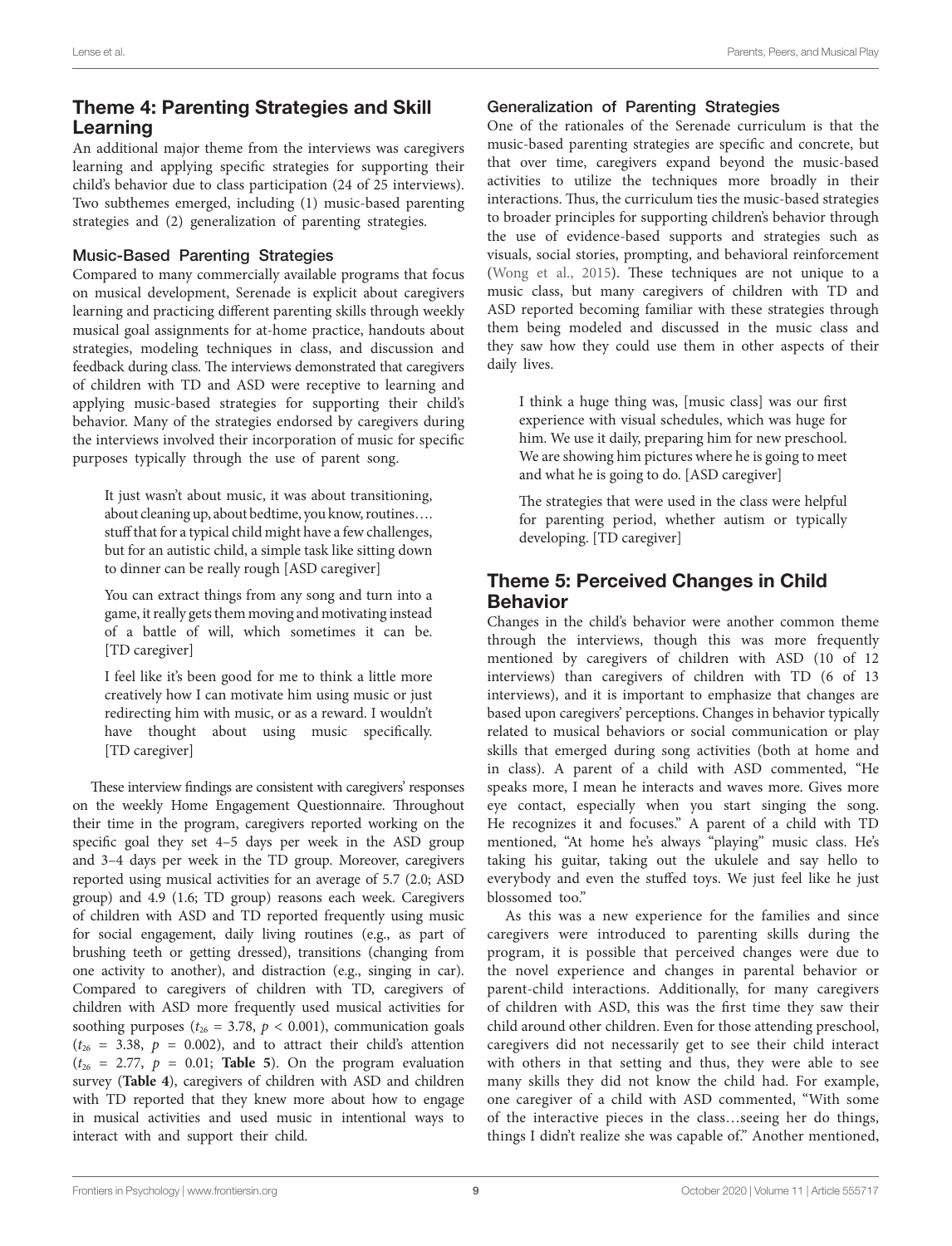## Theme 4: Parenting Strategies and Skill Learning

An additional major theme from the interviews was caregivers learning and applying specific strategies for supporting their child's behavior due to class participation (24 of 25 interviews). Two subthemes emerged, including (1) music-based parenting strategies and (2) generalization of parenting strategies.

### Music-Based Parenting Strategies

Compared to many commercially available programs that focus on musical development, Serenade is explicit about caregivers learning and practicing different parenting skills through weekly musical goal assignments for at-home practice, handouts about strategies, modeling techniques in class, and discussion and feedback during class. The interviews demonstrated that caregivers of children with TD and ASD were receptive to learning and applying music-based strategies for supporting their child's behavior. Many of the strategies endorsed by caregivers during the interviews involved their incorporation of music for specific purposes typically through the use of parent song.

> It just wasn't about music, it was about transitioning, about cleaning up, about bedtime, you know, routines…. stuff that for a typical child might have a few challenges, but for an autistic child, a simple task like sitting down to dinner can be really rough [ASD caregiver]

> You can extract things from any song and turn into a game, it really gets them moving and motivating instead of a battle of will, which sometimes it can be. [TD caregiver]

> I feel like it's been good for me to think a little more creatively how I can motivate him using music or just redirecting him with music, or as a reward. I wouldn't have thought about using music specifically. [TD caregiver]

These interview findings are consistent with caregivers' responses on the weekly Home Engagement Questionnaire. Throughout their time in the program, caregivers reported working on the specific goal they set 4–5 days per week in the ASD group and 3–4 days per week in the TD group. Moreover, caregivers reported using musical activities for an average of 5.7 (2.0; ASD group) and 4.9 (1.6; TD group) reasons each week. Caregivers of children with ASD and TD reported frequently using music for social engagement, daily living routines (e.g., as part of brushing teeth or getting dressed), transitions (changing from one activity to another), and distraction (e.g., singing in car). Compared to caregivers of children with TD, caregivers of children with ASD more frequently used musical activities for soothing purposes ($t_{26}$ = 3.78, $p$ < 0.001), communication goals ($t_{26}$ = 3.38, $p$ = 0.002), and to attract their child's attention ($t_{26}$ = 2.77, $p$ = 0.01; **Table 5**). On the program evaluation survey (**Table 4**), caregivers of children with ASD and children with TD reported that they knew more about how to engage in musical activities and used music in intentional ways to interact with and support their child.

### Generalization of Parenting Strategies

One of the rationales of the Serenade curriculum is that the music-based parenting strategies are specific and concrete, but that over time, caregivers expand beyond the music-based activities to utilize the techniques more broadly in their interactions. Thus, the curriculum ties the music-based strategies to broader principles for supporting children's behavior through the use of evidence-based supports and strategies such as visuals, social stories, prompting, and behavioral reinforcement (Wong et al., 2015). These techniques are not unique to a music class, but many caregivers of children with TD and ASD reported becoming familiar with these strategies through them being modeled and discussed in the music class and they saw how they could use them in other aspects of their daily lives.

> I think a huge thing was, [music class] was our first experience with visual schedules, which was huge for him. We use it daily, preparing him for new preschool. We are showing him pictures where he is going to meet and what he is going to do. [ASD caregiver]

> The strategies that were used in the class were helpful for parenting period, whether autism or typically developing. [TD caregiver]

## Theme 5: Perceived Changes in Child Behavior

Changes in the child's behavior were another common theme through the interviews, though this was more frequently mentioned by caregivers of children with ASD (10 of 12 interviews) than caregivers of children with TD (6 of 13 interviews), and it is important to emphasize that changes are based upon caregivers' perceptions. Changes in behavior typically related to musical behaviors or social communication or play skills that emerged during song activities (both at home and in class). A parent of a child with ASD commented, "He speaks more, I mean he interacts and waves more. Gives more eye contact, especially when you start singing the song. He recognizes it and focuses." A parent of a child with TD mentioned, "At home he's always "playing" music class. He's taking his guitar, taking out the ukulele and say hello to everybody and even the stuffed toys. We just feel like he just blossomed too."

As this was a new experience for the families and since caregivers were introduced to parenting skills during the program, it is possible that perceived changes were due to the novel experience and changes in parental behavior or parent-child interactions. Additionally, for many caregivers of children with ASD, this was the first time they saw their child around other children. Even for those attending preschool, caregivers did not necessarily get to see their child interact with others in that setting and thus, they were able to see many skills they did not know the child had. For example, one caregiver of a child with ASD commented, "With some of the interactive pieces in the class…seeing her do things, things I didn't realize she was capable of." Another mentioned,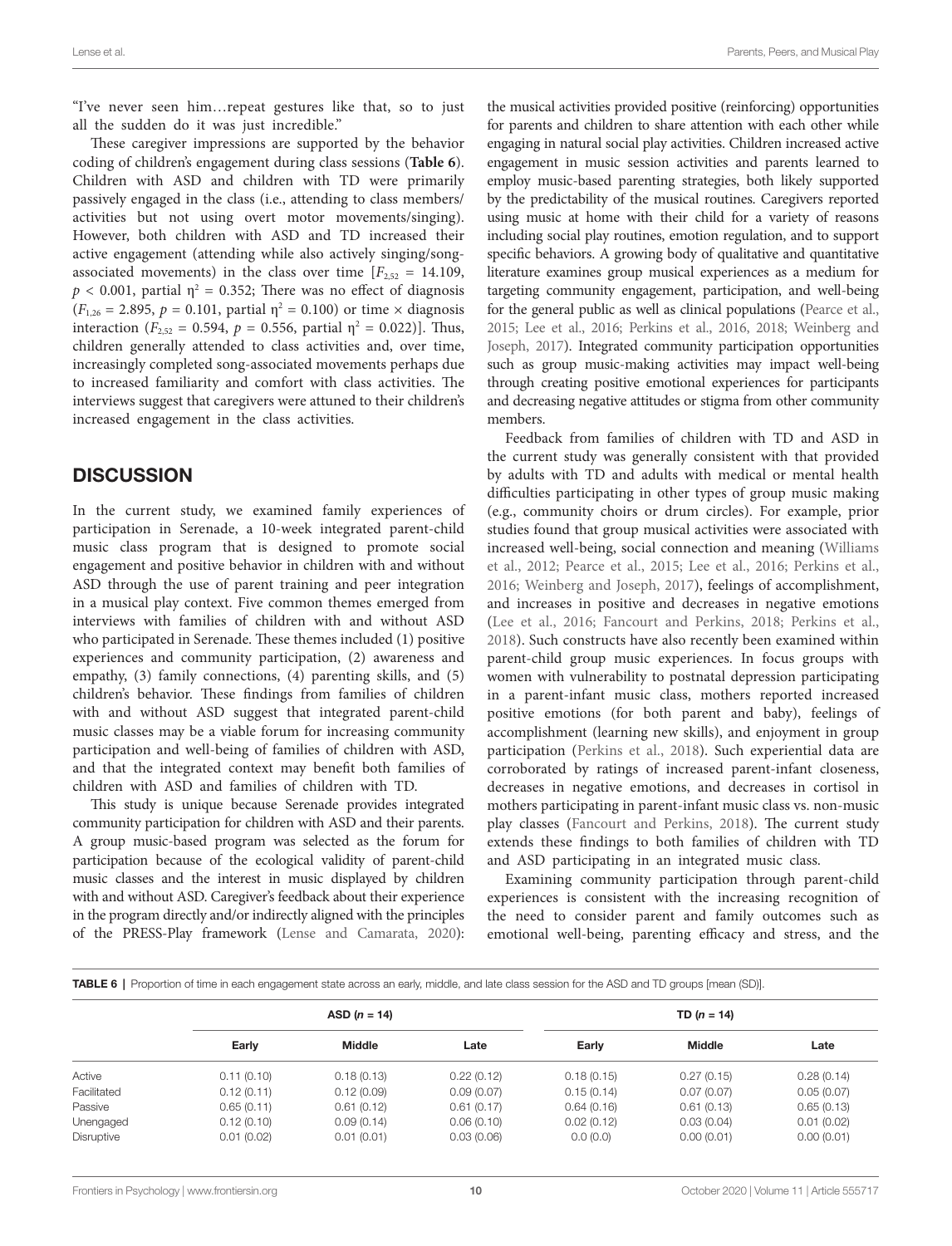"I've never seen him…repeat gestures like that, so to just all the sudden do it was just incredible."

These caregiver impressions are supported by the behavior coding of children's engagement during class sessions (**Table 6**). Children with ASD and children with TD were primarily passively engaged in the class (i.e., attending to class members/activities but not using overt motor movements/singing). However, both children with ASD and TD increased their active engagement (attending while also actively singing/song-associated movements) in the class over time [$F_{2,52}$ = 14.109, $p < 0.001$, partial $\eta^2$ = 0.352; There was no effect of diagnosis ($F_{1,26}$ = 2.895, $p$ = 0.101, partial $\eta^2$ = 0.100) or time × diagnosis interaction ($F_{2,52}$ = 0.594, $p$ = 0.556, partial $\eta^2$ = 0.022)]. Thus, children generally attended to class activities and, over time, increasingly completed song-associated movements perhaps due to increased familiarity and comfort with class activities. The interviews suggest that caregivers were attuned to their children's increased engagement in the class activities.

## DISCUSSION

In the current study, we examined family experiences of participation in Serenade, a 10-week integrated parent-child music class program that is designed to promote social engagement and positive behavior in children with and without ASD through the use of parent training and peer integration in a musical play context. Five common themes emerged from interviews with families of children with and without ASD who participated in Serenade. These themes included (1) positive experiences and community participation, (2) awareness and empathy, (3) family connections, (4) parenting skills, and (5) children's behavior. These findings from families of children with and without ASD suggest that integrated parent-child music classes may be a viable forum for increasing community participation and well-being of families of children with ASD, and that the integrated context may benefit both families of children with ASD and families of children with TD.

This study is unique because Serenade provides integrated community participation for children with ASD and their parents. A group music-based program was selected as the forum for participation because of the ecological validity of parent-child music classes and the interest in music displayed by children with and without ASD. Caregiver's feedback about their experience in the program directly and/or indirectly aligned with the principles of the PRESS-Play framework (Lense and Camarata, 2020): the musical activities provided positive (reinforcing) opportunities for parents and children to share attention with each other while engaging in natural social play activities. Children increased active engagement in music session activities and parents learned to employ music-based parenting strategies, both likely supported by the predictability of the musical routines. Caregivers reported using music at home with their child for a variety of reasons including social play routines, emotion regulation, and to support specific behaviors. A growing body of qualitative and quantitative literature examines group musical experiences as a medium for targeting community engagement, participation, and well-being for the general public as well as clinical populations (Pearce et al., 2015; Lee et al., 2016; Perkins et al., 2016, 2018; Weinberg and Joseph, 2017). Integrated community participation opportunities such as group music-making activities may impact well-being through creating positive emotional experiences for participants and decreasing negative attitudes or stigma from other community members.

Feedback from families of children with TD and ASD in the current study was generally consistent with that provided by adults with TD and adults with medical or mental health difficulties participating in other types of group music making (e.g., community choirs or drum circles). For example, prior studies found that group musical activities were associated with increased well-being, social connection and meaning (Williams et al., 2012; Pearce et al., 2015; Lee et al., 2016; Perkins et al., 2016; Weinberg and Joseph, 2017), feelings of accomplishment, and increases in positive and decreases in negative emotions (Lee et al., 2016; Fancourt and Perkins, 2018; Perkins et al., 2018). Such constructs have also recently been examined within parent-child group music experiences. In focus groups with women with vulnerability to postnatal depression participating in a parent-infant music class, mothers reported increased positive emotions (for both parent and baby), feelings of accomplishment (learning new skills), and enjoyment in group participation (Perkins et al., 2018). Such experiential data are corroborated by ratings of increased parent-infant closeness, decreases in negative emotions, and decreases in cortisol in mothers participating in parent-infant music class vs. non-music play classes (Fancourt and Perkins, 2018). The current study extends these findings to both families of children with TD and ASD participating in an integrated music class.

Examining community participation through parent-child experiences is consistent with the increasing recognition of the need to consider parent and family outcomes such as emotional well-being, parenting efficacy and stress, and the

**TABLE 6** | Proportion of time in each engagement state across an early, middle, and late class session for the ASD and TD groups [mean (SD)].

| | ASD ($n$ = 14) | | | TD ($n$ = 14) | | |
|---|---|---|---|---|---|---|
| | **Early** | **Middle** | **Late** | **Early** | **Middle** | **Late** |
| Active | 0.11 (0.10) | 0.18 (0.13) | 0.22 (0.12) | 0.18 (0.15) | 0.27 (0.15) | 0.28 (0.14) |
| Facilitated | 0.12 (0.11) | 0.12 (0.09) | 0.09 (0.07) | 0.15 (0.14) | 0.07 (0.07) | 0.05 (0.07) |
| Passive | 0.65 (0.11) | 0.61 (0.12) | 0.61 (0.17) | 0.64 (0.16) | 0.61 (0.13) | 0.65 (0.13) |
| Unengaged | 0.12 (0.10) | 0.09 (0.14) | 0.06 (0.10) | 0.02 (0.12) | 0.03 (0.04) | 0.01 (0.02) |
| Disruptive | 0.01 (0.02) | 0.01 (0.01) | 0.03 (0.06) | 0.0 (0.0) | 0.00 (0.01) | 0.00 (0.01) |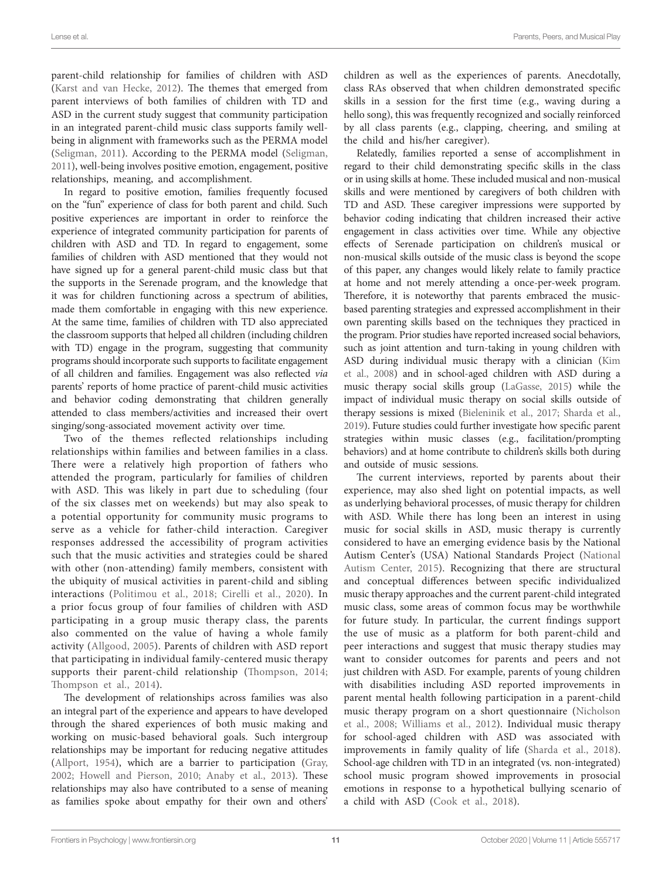parent-child relationship for families of children with ASD (Karst and van Hecke, 2012). The themes that emerged from parent interviews of both families of children with TD and ASD in the current study suggest that community participation in an integrated parent-child music class supports family well-being in alignment with frameworks such as the PERMA model (Seligman, 2011). According to the PERMA model (Seligman, 2011), well-being involves positive emotion, engagement, positive relationships, meaning, and accomplishment.

In regard to positive emotion, families frequently focused on the "fun" experience of class for both parent and child. Such positive experiences are important in order to reinforce the experience of integrated community participation for parents of children with ASD and TD. In regard to engagement, some families of children with ASD mentioned that they would not have signed up for a general parent-child music class but that the supports in the Serenade program, and the knowledge that it was for children functioning across a spectrum of abilities, made them comfortable in engaging with this new experience. At the same time, families of children with TD also appreciated the classroom supports that helped all children (including children with TD) engage in the program, suggesting that community programs should incorporate such supports to facilitate engagement of all children and families. Engagement was also reflected *via* parents' reports of home practice of parent-child music activities and behavior coding demonstrating that children generally attended to class members/activities and increased their overt singing/song-associated movement activity over time.

Two of the themes reflected relationships including relationships within families and between families in a class. There were a relatively high proportion of fathers who attended the program, particularly for families of children with ASD. This was likely in part due to scheduling (four of the six classes met on weekends) but may also speak to a potential opportunity for community music programs to serve as a vehicle for father-child interaction. Caregiver responses addressed the accessibility of program activities such that the music activities and strategies could be shared with other (non-attending) family members, consistent with the ubiquity of musical activities in parent-child and sibling interactions (Politimou et al., 2018; Cirelli et al., 2020). In a prior focus group of four families of children with ASD participating in a group music therapy class, the parents also commented on the value of having a whole family activity (Allgood, 2005). Parents of children with ASD report that participating in individual family-centered music therapy supports their parent-child relationship (Thompson, 2014; Thompson et al., 2014).

The development of relationships across families was also an integral part of the experience and appears to have developed through the shared experiences of both music making and working on music-based behavioral goals. Such intergroup relationships may be important for reducing negative attitudes (Allport, 1954), which are a barrier to participation (Gray, 2002; Howell and Pierson, 2010; Anaby et al., 2013). These relationships may also have contributed to a sense of meaning as families spoke about empathy for their own and others' children as well as the experiences of parents. Anecdotally, class RAs observed that when children demonstrated specific skills in a session for the first time (e.g., waving during a hello song), this was frequently recognized and socially reinforced by all class parents (e.g., clapping, cheering, and smiling at the child and his/her caregiver).

Relatedly, families reported a sense of accomplishment in regard to their child demonstrating specific skills in the class or in using skills at home. These included musical and non-musical skills and were mentioned by caregivers of both children with TD and ASD. These caregiver impressions were supported by behavior coding indicating that children increased their active engagement in class activities over time. While any objective effects of Serenade participation on children's musical or non-musical skills outside of the music class is beyond the scope of this paper, any changes would likely relate to family practice at home and not merely attending a once-per-week program. Therefore, it is noteworthy that parents embraced the music-based parenting strategies and expressed accomplishment in their own parenting skills based on the techniques they practiced in the program. Prior studies have reported increased social behaviors, such as joint attention and turn-taking in young children with ASD during individual music therapy with a clinician (Kim et al., 2008) and in school-aged children with ASD during a music therapy social skills group (LaGasse, 2015) while the impact of individual music therapy on social skills outside of therapy sessions is mixed (Bieleninik et al., 2017; Sharda et al., 2019). Future studies could further investigate how specific parent strategies within music classes (e.g., facilitation/prompting behaviors) and at home contribute to children's skills both during and outside of music sessions.

The current interviews, reported by parents about their experience, may also shed light on potential impacts, as well as underlying behavioral processes, of music therapy for children with ASD. While there has long been an interest in using music for social skills in ASD, music therapy is currently considered to have an emerging evidence basis by the National Autism Center's (USA) National Standards Project (National Autism Center, 2015). Recognizing that there are structural and conceptual differences between specific individualized music therapy approaches and the current parent-child integrated music class, some areas of common focus may be worthwhile for future study. In particular, the current findings support the use of music as a platform for both parent-child and peer interactions and suggest that music therapy studies may want to consider outcomes for parents and peers and not just children with ASD. For example, parents of young children with disabilities including ASD reported improvements in parent mental health following participation in a parent-child music therapy program on a short questionnaire (Nicholson et al., 2008; Williams et al., 2012). Individual music therapy for school-aged children with ASD was associated with improvements in family quality of life (Sharda et al., 2018). School-age children with TD in an integrated (vs. non-integrated) school music program showed improvements in prosocial emotions in response to a hypothetical bullying scenario of a child with ASD (Cook et al., 2018).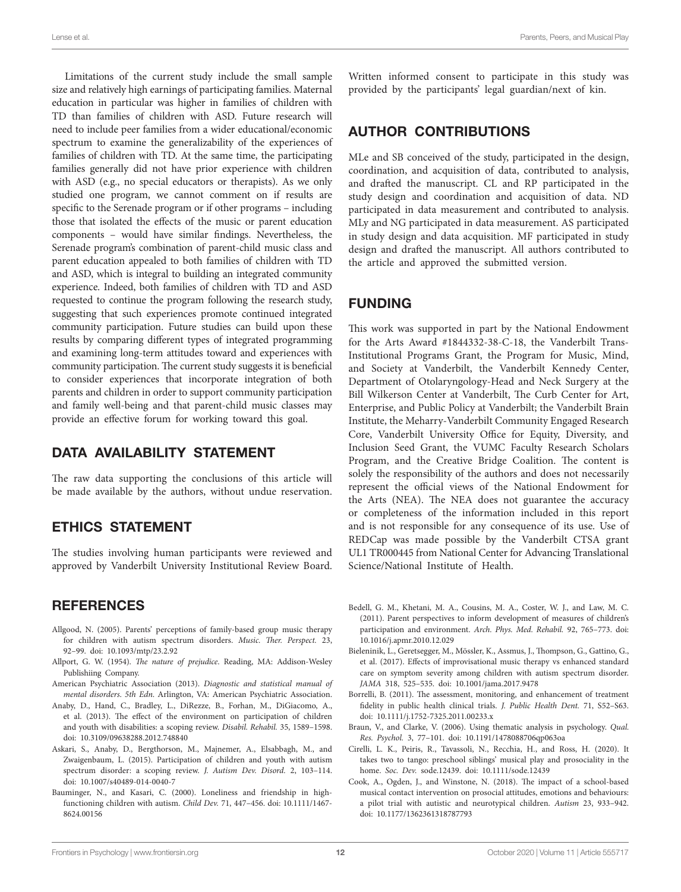Limitations of the current study include the small sample size and relatively high earnings of participating families. Maternal education in particular was higher in families of children with TD than families of children with ASD. Future research will need to include peer families from a wider educational/economic spectrum to examine the generalizability of the experiences of families of children with TD. At the same time, the participating families generally did not have prior experience with children with ASD (e.g., no special educators or therapists). As we only studied one program, we cannot comment on if results are specific to the Serenade program or if other programs – including those that isolated the effects of the music or parent education components – would have similar findings. Nevertheless, the Serenade program's combination of parent-child music class and parent education appealed to both families of children with TD and ASD, which is integral to building an integrated community experience. Indeed, both families of children with TD and ASD requested to continue the program following the research study, suggesting that such experiences promote continued integrated community participation. Future studies can build upon these results by comparing different types of integrated programming and examining long-term attitudes toward and experiences with community participation. The current study suggests it is beneficial to consider experiences that incorporate integration of both parents and children in order to support community participation and family well-being and that parent-child music classes may provide an effective forum for working toward this goal.

## DATA AVAILABILITY STATEMENT

The raw data supporting the conclusions of this article will be made available by the authors, without undue reservation.

## ETHICS STATEMENT

The studies involving human participants were reviewed and approved by Vanderbilt University Institutional Review Board. Written informed consent to participate in this study was provided by the participants' legal guardian/next of kin.

## AUTHOR CONTRIBUTIONS

MLe and SB conceived of the study, participated in the design, coordination, and acquisition of data, contributed to analysis, and drafted the manuscript. CL and RP participated in the study design and coordination and acquisition of data. ND participated in data measurement and contributed to analysis. MLy and NG participated in data measurement. AS participated in study design and data acquisition. MF participated in study design and drafted the manuscript. All authors contributed to the article and approved the submitted version.

## FUNDING

This work was supported in part by the National Endowment for the Arts Award #1844332-38-C-18, the Vanderbilt Trans-Institutional Programs Grant, the Program for Music, Mind, and Society at Vanderbilt, the Vanderbilt Kennedy Center, Department of Otolaryngology-Head and Neck Surgery at the Bill Wilkerson Center at Vanderbilt, The Curb Center for Art, Enterprise, and Public Policy at Vanderbilt; the Vanderbilt Brain Institute, the Meharry-Vanderbilt Community Engaged Research Core, Vanderbilt University Office for Equity, Diversity, and Inclusion Seed Grant, the VUMC Faculty Research Scholars Program, and the Creative Bridge Coalition. The content is solely the responsibility of the authors and does not necessarily represent the official views of the National Endowment for the Arts (NEA). The NEA does not guarantee the accuracy or completeness of the information included in this report and is not responsible for any consequence of its use. Use of REDCap was made possible by the Vanderbilt CTSA grant UL1 TR000445 from National Center for Advancing Translational Science/National Institute of Health.

## REFERENCES

Allgood, N. (2005). Parents' perceptions of family-based group music therapy for children with autism spectrum disorders. *Music. Ther. Perspect.* 23, 92–99. doi: 10.1093/mtp/23.2.92

Allport, G. W. (1954). *The nature of prejudice*. Reading, MA: Addison-Wesley Publishiing Company.

American Psychiatric Association (2013). *Diagnostic and statistical manual of mental disorders. 5th Edn.* Arlington, VA: American Psychiatric Association.

Anaby, D., Hand, C., Bradley, L., DiRezze, B., Forhan, M., DiGiacomo, A., et al. (2013). The effect of the environment on participation of children and youth with disabilities: a scoping review. *Disabil. Rehabil.* 35, 1589–1598. doi: 10.3109/09638288.2012.748840

Askari, S., Anaby, D., Bergthorson, M., Majnemer, A., Elsabbagh, M., and Zwaigenbaum, L. (2015). Participation of children and youth with autism spectrum disorder: a scoping review. *J. Autism Dev. Disord.* 2, 103–114. doi: 10.1007/s40489-014-0040-7

Bauminger, N., and Kasari, C. (2000). Loneliness and friendship in high-functioning children with autism. *Child Dev.* 71, 447–456. doi: 10.1111/1467-8624.00156

Bedell, G. M., Khetani, M. A., Cousins, M. A., Coster, W. J., and Law, M. C. (2011). Parent perspectives to inform development of measures of children's participation and environment. *Arch. Phys. Med. Rehabil.* 92, 765–773. doi: 10.1016/j.apmr.2010.12.029

Bieleninik, L., Geretsegger, M., Mössler, K., Assmus, J., Thompson, G., Gattino, G., et al. (2017). Effects of improvisational music therapy vs enhanced standard care on symptom severity among children with autism spectrum disorder. *JAMA* 318, 525–535. doi: 10.1001/jama.2017.9478

Borrelli, B. (2011). The assessment, monitoring, and enhancement of treatment fidelity in public health clinical trials. *J. Public Health Dent.* 71, S52–S63. doi: 10.1111/j.1752-7325.2011.00233.x

Braun, V., and Clarke, V. (2006). Using thematic analysis in psychology. *Qual. Res. Psychol.* 3, 77–101. doi: 10.1191/1478088706qp063oa

Cirelli, L. K., Peiris, R., Tavassoli, N., Recchia, H., and Ross, H. (2020). It takes two to tango: preschool siblings' musical play and prosociality in the home. *Soc. Dev.* sode.12439. doi: 10.1111/sode.12439

Cook, A., Ogden, J., and Winstone, N. (2018). The impact of a school-based musical contact intervention on prosocial attitudes, emotions and behaviours: a pilot trial with autistic and neurotypical children. *Autism* 23, 933–942. doi: 10.1177/1362361318787793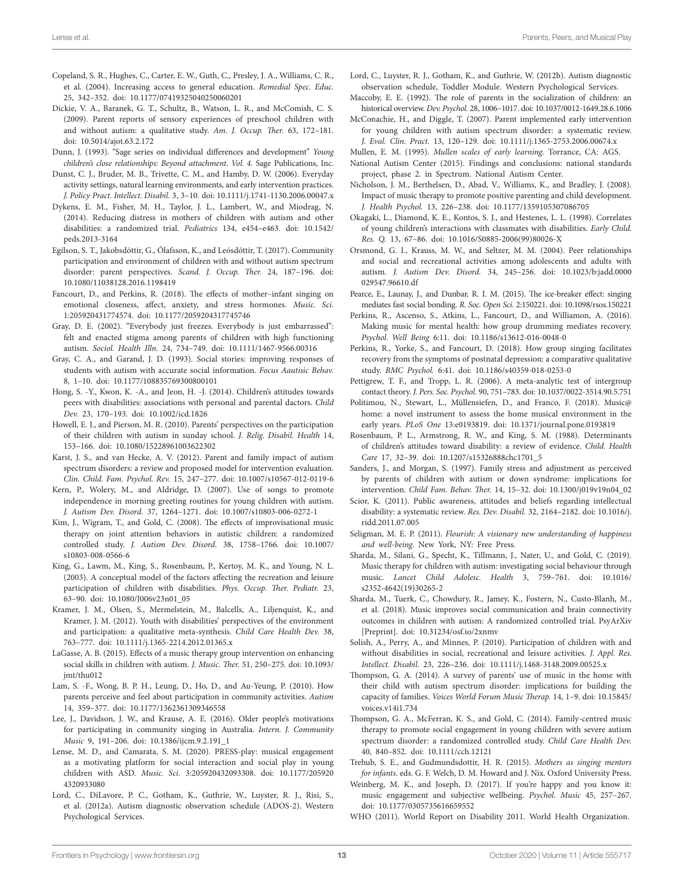Copeland, S. R., Hughes, C., Carter, E. W., Guth, C., Presley, J. A., Williams, C. R., et al. (2004). Increasing access to general education. *Remedial Spec. Educ.* 25, 342–352. doi: 10.1177/07419325040250060201

Dickie, V. A., Baranek, G. T., Schultz, B., Watson, L. R., and McComish, C. S. (2009). Parent reports of sensory experiences of preschool children with and without autism: a qualitative study. *Am. J. Occup. Ther.* 63, 172–181. doi: 10.5014/ajot.63.2.172

Dunn, J. (1993). "Sage series on individual differences and development" *Young children's close relationships: Beyond attachment*. *Vol. 4*. Sage Publications, Inc.

Dunst, C. J., Bruder, M. B., Trivette, C. M., and Hamby, D. W. (2006). Everyday activity settings, natural learning environments, and early intervention practices. *J. Policy Pract. Intellect. Disabil.* 3, 3–10. doi: 10.1111/j.1741-1130.2006.00047.x

Dykens, E. M., Fisher, M. H., Taylor, J. L., Lambert, W., and Miodrag, N. (2014). Reducing distress in mothers of children with autism and other disabilities: a randomized trial. *Pediatrics* 134, e454–e463. doi: 10.1542/peds.2013-3164

Egilson, S. T., Jakobsdóttir, G., Ólafsson, K., and Leósdóttir, T. (2017). Community participation and environment of children with and without autism spectrum disorder: parent perspectives. *Scand. J. Occup. Ther.* 24, 187–196. doi: 10.1080/11038128.2016.1198419

Fancourt, D., and Perkins, R. (2018). The effects of mother–infant singing on emotional closeness, affect, anxiety, and stress hormones. *Music. Sci.* 1:205920431774574. doi: 10.1177/2059204317745746

Gray, D. E. (2002). "Everybody just freezes. Everybody is just embarrassed": felt and enacted stigma among parents of children with high functioning autism. *Sociol. Health Illn.* 24, 734–749. doi: 10.1111/1467-9566.00316

Gray, C. A., and Garand, J. D. (1993). Social stories: improving responses of students with autism with accurate social information. *Focus Aautisic Behav.* 8, 1–10. doi: 10.1177/108835769300800101

Hong, S. -Y., Kwon, K. -A., and Jeon, H. -J. (2014). Children's attitudes towards peers with disabilities: associations with personal and parental dactors. *Child Dev.* 23, 170–193. doi: 10.1002/icd.1826

Howell, E. J., and Pierson, M. R. (2010). Parents' perspectives on the participation of their children with autism in sunday school. *J. Relig. Disabil. Health* 14, 153–166. doi: 10.1080/15228961003622302

Karst, J. S., and van Hecke, A. V. (2012). Parent and family impact of autism spectrum disorders: a review and proposed model for intervention evaluation. *Clin. Child. Fam. Psychol. Rev.* 15, 247–277. doi: 10.1007/s10567-012-0119-6

Kern, P., Wolery, M., and Aldridge, D. (2007). Use of songs to promote independence in morning greeting routines for young children with autism. *J. Autism Dev. Disord.* 37, 1264–1271. doi: 10.1007/s10803-006-0272-1

Kim, J., Wigram, T., and Gold, C. (2008). The effects of improvisational music therapy on joint attention behaviors in autistic children: a randomized controlled study. *J. Autism Dev. Disord.* 38, 1758–1766. doi: 10.1007/s10803-008-0566-6

King, G., Lawm, M., King, S., Rosenbaum, P., Kertoy, M. K., and Young, N. L. (2003). A conceptual model of the factors affecting the recreation and leisure participation of children with disabilities. *Phys. Occup. Ther. Pediatr.* 23, 63–90. doi: 10.1080/J006v23n01_05

Kramer, J. M., Olsen, S., Mermelstein, M., Balcells, A., Liljenquist, K., and Kramer, J. M. (2012). Youth with disabilities' perspectives of the environment and participation: a qualitative meta-synthesis. *Child Care Health Dev.* 38, 763–777. doi: 10.1111/j.1365-2214.2012.01365.x

LaGasse, A. B. (2015). Effects of a music therapy group intervention on enhancing social skills in children with autism. *J. Music. Ther.* 51, 250–275. doi: 10.1093/jmt/thu012

Lam, S. -F., Wong, B. P. H., Leung, D., Ho, D., and Au-Yeung, P. (2010). How parents perceive and feel about participation in community activities. *Autism* 14, 359–377. doi: 10.1177/1362361309346558

Lee, J., Davidson, J. W., and Krause, A. E. (2016). Older people's motivations for participating in community singing in Australia. *Intern. J. Community Music* 9, 191–206. doi: 10.1386/ijcm.9.2.191_1

Lense, M. D., and Camarata, S. M. (2020). PRESS-play: musical engagement as a motivating platform for social interaction and social play in young children with ASD. *Music. Sci.* 3:205920432093308. doi: 10.1177/2059204320933080

Lord, C., DiLavore, P. C., Gotham, K., Guthrie, W., Luyster, R. J., Risi, S., et al. (2012a). Autism diagnostic observation schedule (ADOS-2). Western Psychological Services.

Lord, C., Luyster, R. J., Gotham, K., and Guthrie, W. (2012b). Autism diagnostic observation schedule, Toddler Module. Western Psychological Services.

Maccoby, E. E. (1992). The role of parents in the socialization of children: an historical overview. *Dev. Psychol.* 28, 1006–1017. doi: 10.1037/0012-1649.28.6.1006

McConachie, H., and Diggle, T. (2007). Parent implemented early intervention for young children with autism spectrum disorder: a systematic review. *J. Eval. Clin. Pract.* 13, 120–129. doi: 10.1111/j.1365-2753.2006.00674.x

Mullen, E. M. (1995). *Mullen scales of early learning*. Torrance, CA: AGS.

National Autism Center (2015). Findings and conclusions: national standards project, phase 2. in Spectrum. National Autism Center.

Nicholson, J. M., Berthelsen, D., Abad, V., Williams, K., and Bradley, J. (2008). Impact of music therapy to promote positive parenting and child development. *J. Health Psychol.* 13, 226–238. doi: 10.1177/1359105307086705

Okagaki, L., Diamond, K. E., Kontos, S. J., and Hestenes, L. L. (1998). Correlates of young children's interactions with classmates with disabilities. *Early Child. Res. Q.* 13, 67–86. doi: 10.1016/S0885-2006(99)80026-X

Orsmond, G. I., Krauss, M. W., and Seltzer, M. M. (2004). Peer relationships and social and recreational activities among adolescents and adults with autism. *J. Autism Dev. Disord.* 34, 245–256. doi: 10.1023/b:jadd.0000029547.96610.df

Pearce, E., Launay, J., and Dunbar, R. I. M. (2015). The ice-breaker effect: singing mediates fast social bonding. *R. Soc. Open Sci.* 2:150221. doi: 10.1098/rsos.150221

Perkins, R., Ascenso, S., Atkins, L., Fancourt, D., and Williamon, A. (2016). Making music for mental health: how group drumming mediates recovery. *Psychol. Well Being* 6:11. doi: 10.1186/s13612-016-0048-0

Perkins, R., Yorke, S., and Fancourt, D. (2018). How group singing facilitates recovery from the symptoms of postnatal depression: a comparative qualitative study. *BMC Psychol.* 6:41. doi: 10.1186/s40359-018-0253-0

Pettigrew, T. F., and Tropp, L. R. (2006). A meta-analytic test of intergroup contact theory. *J. Pers. Soc. Psychol.* 90, 751–783. doi: 10.1037/0022-3514.90.5.751

Politimou, N., Stewart, L., Müllensiefen, D., and Franco, F. (2018). Music@home: a novel instrument to assess the home musical environment in the early years. *PLoS One* 13:e0193819. doi: 10.1371/journal.pone.0193819

Rosenbaum, P. L., Armstrong, R. W., and King, S. M. (1988). Determinants of children's attitudes toward disability: a review of evidence. *Child. Health Care* 17, 32–39. doi: 10.1207/s15326888chc1701_5

Sanders, J., and Morgan, S. (1997). Family stress and adjustment as perceived by parents of children with autism or down syndrome: implications for intervention. *Child Fam. Behav. Ther.* 14, 15–32. doi: 10.1300/j019v19n04_02

Scior, K. (2011). Public awareness, attitudes and beliefs regarding intellectual disability: a systematic review. *Res. Dev. Disabil.* 32, 2164–2182. doi: 10.1016/j.ridd.2011.07.005

Seligman, M. E. P. (2011). *Flourish: A visionary new understanding of happiness and well-being*. New York, NY: Free Press.

Sharda, M., Silani, G., Specht, K., Tillmann, J., Nater, U., and Gold, C. (2019). Music therapy for children with autism: investigating social behaviour through music. *Lancet Child Adolesc. Health* 3, 759–761. doi: 10.1016/s2352-4642(19)30265-2

Sharda, M., Tuerk, C., Chowdury, R., Jamey, K., Fostern, N., Custo-Blanh, M., et al. (2018). Music improves social communication and brain connectivity outcomes in children with autism: A randomized controlled trial. PsyArXiv [Preprint]. doi: 10.31234/osf.io/2xnmv

Solish, A., Perry, A., and Minnes, P. (2010). Participation of children with and without disabilities in social, recreational and leisure activities. *J. Appl. Res. Intellect. Disabil.* 23, 226–236. doi: 10.1111/j.1468-3148.2009.00525.x

Thompson, G. A. (2014). A survey of parents' use of music in the home with their child with autism spectrum disorder: implications for building the capacity of families. *Voices World Forum Music Therap.* 14, 1–9. doi: 10.15845/voices.v14i1.734

Thompson, G. A., McFerran, K. S., and Gold, C. (2014). Family-centred music therapy to promote social engagement in young children with severe autism spectrum disorder: a randomized controlled study. *Child Care Health Dev.* 40, 840–852. doi: 10.1111/cch.12121

Trehub, S. E., and Gudmundsdottir, H. R. (2015). *Mothers as singing mentors for infants*. eds. G. F. Welch, D. M. Howard and J. Nix. Oxford University Press.

Weinberg, M. K., and Joseph, D. (2017). If you're happy and you know it: music engagement and subjective wellbeing. *Psychol. Music* 45, 257–267. doi: 10.1177/0305735616659552

WHO (2011). World Report on Disability 2011. World Health Organization.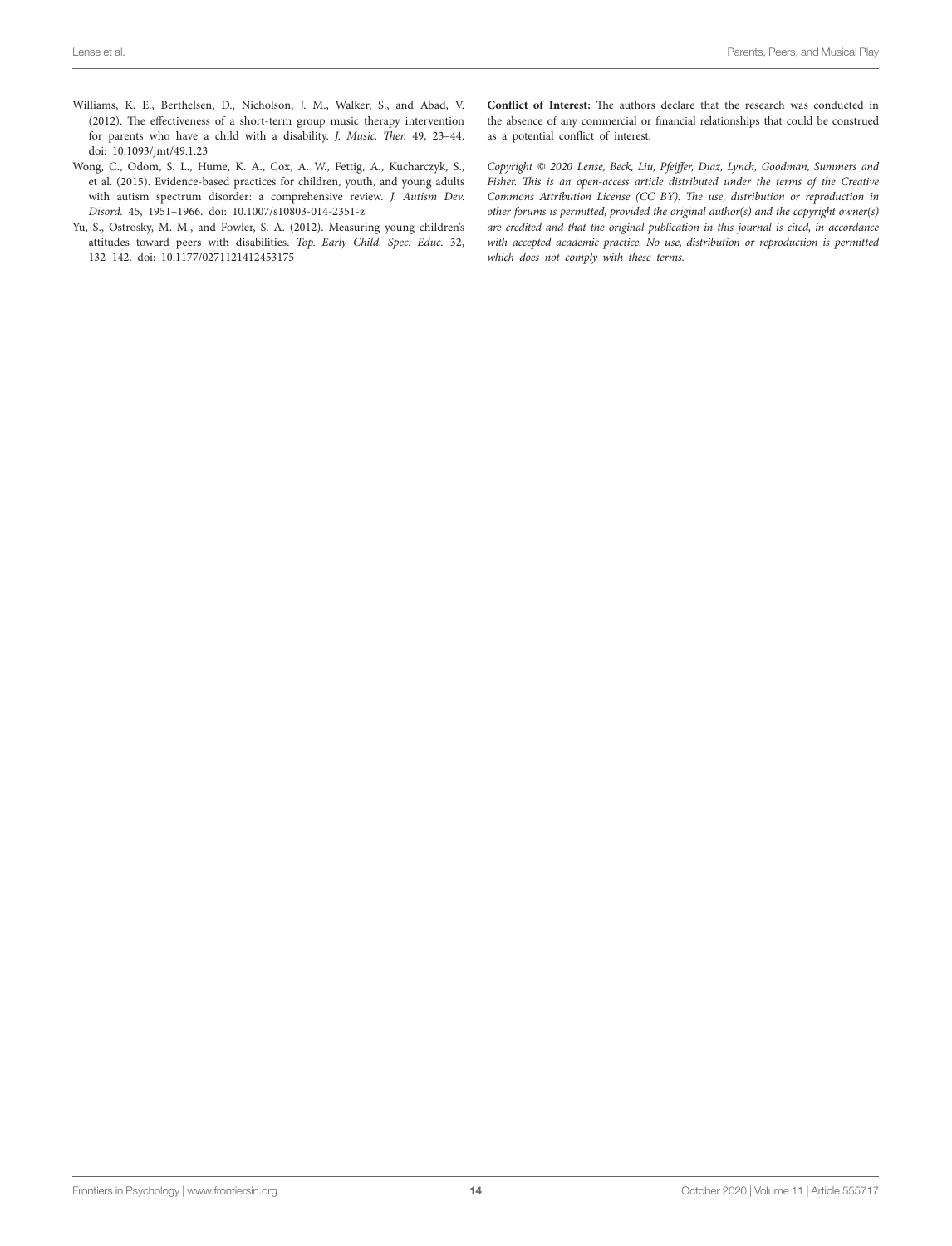Williams, K. E., Berthelsen, D., Nicholson, J. M., Walker, S., and Abad, V. (2012). The effectiveness of a short-term group music therapy intervention for parents who have a child with a disability. *J. Music. Ther.* 49, 23–44. doi: 10.1093/jmt/49.1.23

Wong, C., Odom, S. L., Hume, K. A., Cox, A. W., Fettig, A., Kucharczyk, S., et al. (2015). Evidence-based practices for children, youth, and young adults with autism spectrum disorder: a comprehensive review. *J. Autism Dev. Disord.* 45, 1951–1966. doi: 10.1007/s10803-014-2351-z

Yu, S., Ostrosky, M. M., and Fowler, S. A. (2012). Measuring young children's attitudes toward peers with disabilities. *Top. Early Child. Spec. Educ.* 32, 132–142. doi: 10.1177/0271121412453175

**Conflict of Interest:** The authors declare that the research was conducted in the absence of any commercial or financial relationships that could be construed as a potential conflict of interest.

*Copyright © 2020 Lense, Beck, Liu, Pfeiffer, Diaz, Lynch, Goodman, Summers and Fisher. This is an open-access article distributed under the terms of the Creative Commons Attribution License (CC BY). The use, distribution or reproduction in other forums is permitted, provided the original author(s) and the copyright owner(s) are credited and that the original publication in this journal is cited, in accordance with accepted academic practice. No use, distribution or reproduction is permitted which does not comply with these terms.*